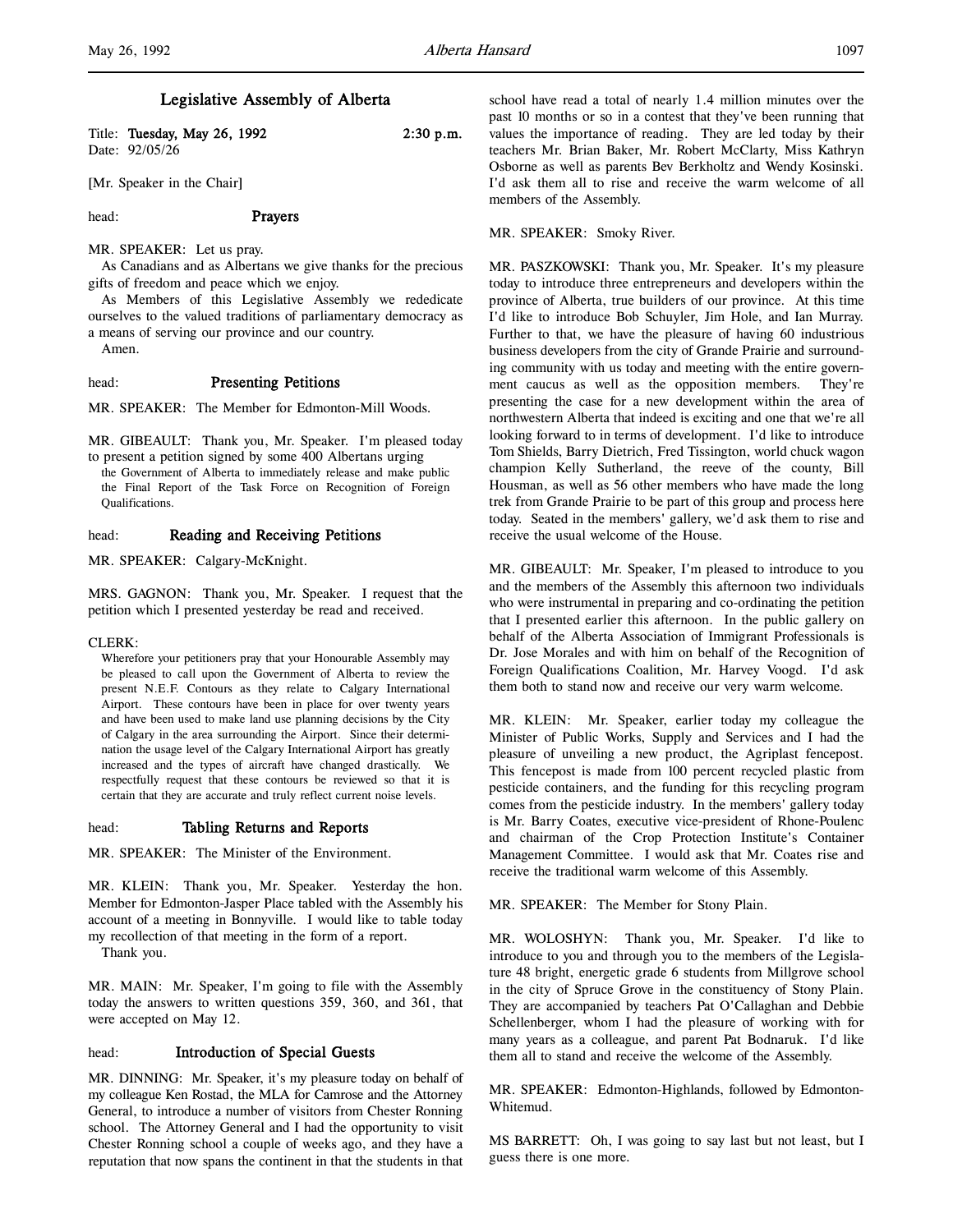# Legislative Assembly of Alberta

Title: **Tuesday, May 26, 1992** 2:30 p.m.
Date: 92/05/26

[Mr. Speaker in the Chair]

head: **Prayers**

MR. SPEAKER: Let us pray.

As Canadians and as Albertans we give thanks for the precious gifts of freedom and peace which we enjoy.

As Members of this Legislative Assembly we rededicate ourselves to the valued traditions of parliamentary democracy as a means of serving our province and our country.

Amen.

head: **Presenting Petitions**

MR. SPEAKER: The Member for Edmonton-Mill Woods.

MR. GIBEAULT: Thank you, Mr. Speaker. I'm pleased today to present a petition signed by some 400 Albertans urging

> the Government of Alberta to immediately release and make public the Final Report of the Task Force on Recognition of Foreign Qualifications.

head: **Reading and Receiving Petitions**

MR. SPEAKER: Calgary-McKnight.

MRS. GAGNON: Thank you, Mr. Speaker. I request that the petition which I presented yesterday be read and received.

CLERK:

> Wherefore your petitioners pray that your Honourable Assembly may be pleased to call upon the Government of Alberta to review the present N.E.F. Contours as they relate to Calgary International Airport. These contours have been in place for over twenty years and have been used to make land use planning decisions by the City of Calgary in the area surrounding the Airport. Since their determination the usage level of the Calgary International Airport has greatly increased and the types of aircraft have changed drastically. We respectfully request that these contours be reviewed so that it is certain that they are accurate and truly reflect current noise levels.

head: **Tabling Returns and Reports**

MR. SPEAKER: The Minister of the Environment.

MR. KLEIN: Thank you, Mr. Speaker. Yesterday the hon. Member for Edmonton-Jasper Place tabled with the Assembly his account of a meeting in Bonnyville. I would like to table today my recollection of that meeting in the form of a report.

Thank you.

MR. MAIN: Mr. Speaker, I'm going to file with the Assembly today the answers to written questions 359, 360, and 361, that were accepted on May 12.

head: **Introduction of Special Guests**

MR. DINNING: Mr. Speaker, it's my pleasure today on behalf of my colleague Ken Rostad, the MLA for Camrose and the Attorney General, to introduce a number of visitors from Chester Ronning school. The Attorney General and I had the opportunity to visit Chester Ronning school a couple of weeks ago, and they have a reputation that now spans the continent in that the students in that school have read a total of nearly 1.4 million minutes over the past 10 months or so in a contest that they've been running that values the importance of reading. They are led today by their teachers Mr. Brian Baker, Mr. Robert McClarty, Miss Kathryn Osborne as well as parents Bev Berkholtz and Wendy Kosinski. I'd ask them all to rise and receive the warm welcome of all members of the Assembly.

MR. SPEAKER: Smoky River.

MR. PASZKOWSKI: Thank you, Mr. Speaker. It's my pleasure today to introduce three entrepreneurs and developers within the province of Alberta, true builders of our province. At this time I'd like to introduce Bob Schuyler, Jim Hole, and Ian Murray. Further to that, we have the pleasure of having 60 industrious business developers from the city of Grande Prairie and surrounding community with us today and meeting with the entire government caucus as well as the opposition members. They're presenting the case for a new development within the area of northwestern Alberta that indeed is exciting and one that we're all looking forward to in terms of development. I'd like to introduce Tom Shields, Barry Dietrich, Fred Tissington, world chuck wagon champion Kelly Sutherland, the reeve of the county, Bill Housman, as well as 56 other members who have made the long trek from Grande Prairie to be part of this group and process here today. Seated in the members' gallery, we'd ask them to rise and receive the usual welcome of the House.

MR. GIBEAULT: Mr. Speaker, I'm pleased to introduce to you and the members of the Assembly this afternoon two individuals who were instrumental in preparing and co-ordinating the petition that I presented earlier this afternoon. In the public gallery on behalf of the Alberta Association of Immigrant Professionals is Dr. Jose Morales and with him on behalf of the Recognition of Foreign Qualifications Coalition, Mr. Harvey Voogd. I'd ask them both to stand now and receive our very warm welcome.

MR. KLEIN: Mr. Speaker, earlier today my colleague the Minister of Public Works, Supply and Services and I had the pleasure of unveiling a new product, the Agriplast fencepost. This fencepost is made from 100 percent recycled plastic from pesticide containers, and the funding for this recycling program comes from the pesticide industry. In the members' gallery today is Mr. Barry Coates, executive vice-president of Rhone-Poulenc and chairman of the Crop Protection Institute's Container Management Committee. I would ask that Mr. Coates rise and receive the traditional warm welcome of this Assembly.

MR. SPEAKER: The Member for Stony Plain.

MR. WOLOSHYN: Thank you, Mr. Speaker. I'd like to introduce to you and through you to the members of the Legislature 48 bright, energetic grade 6 students from Millgrove school in the city of Spruce Grove in the constituency of Stony Plain. They are accompanied by teachers Pat O'Callaghan and Debbie Schellenberger, whom I had the pleasure of working with for many years as a colleague, and parent Pat Bodnaruk. I'd like them all to stand and receive the welcome of the Assembly.

MR. SPEAKER: Edmonton-Highlands, followed by Edmonton-Whitemud.

MS BARRETT: Oh, I was going to say last but not least, but I guess there is one more.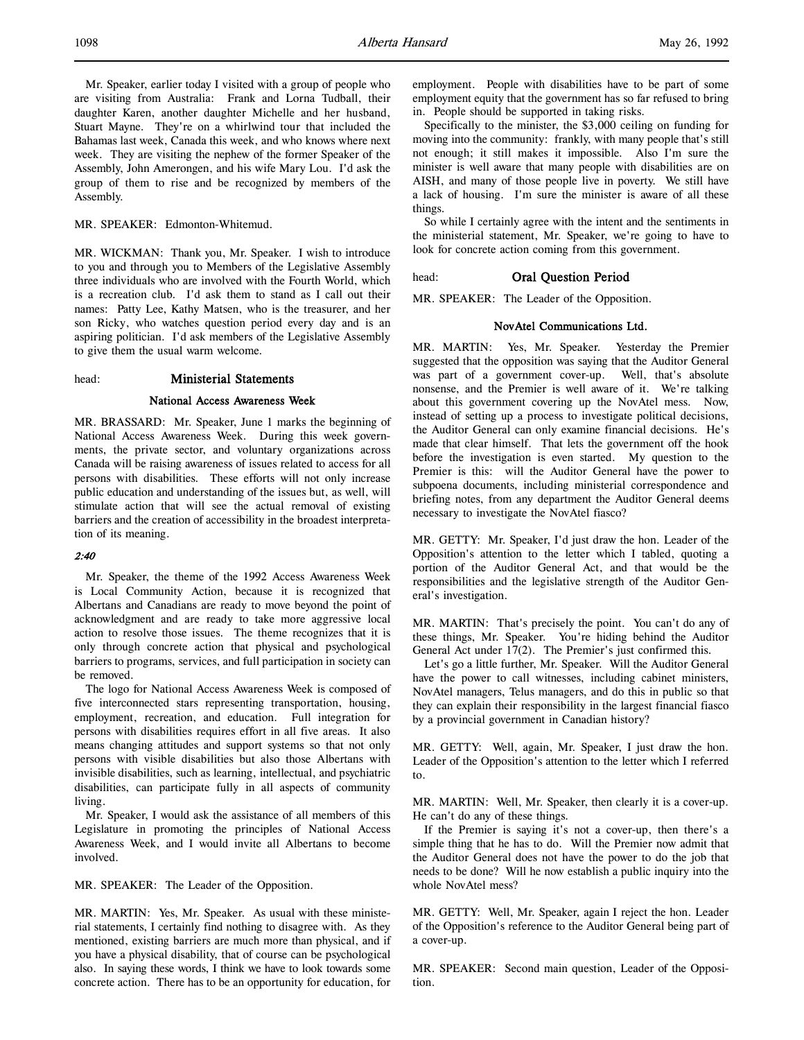Mr. Speaker, earlier today I visited with a group of people who are visiting from Australia: Frank and Lorna Tudball, their daughter Karen, another daughter Michelle and her husband, Stuart Mayne. They're on a whirlwind tour that included the Bahamas last week, Canada this week, and who knows where next week. They are visiting the nephew of the former Speaker of the Assembly, John Amerongen, and his wife Mary Lou. I'd ask the group of them to rise and be recognized by members of the Assembly.

MR. SPEAKER: Edmonton-Whitemud.

MR. WICKMAN: Thank you, Mr. Speaker. I wish to introduce to you and through you to Members of the Legislative Assembly three individuals who are involved with the Fourth World, which is a recreation club. I'd ask them to stand as I call out their names: Patty Lee, Kathy Matsen, who is the treasurer, and her son Ricky, who watches question period every day and is an aspiring politician. I'd ask members of the Legislative Assembly to give them the usual warm welcome.

head: **Ministerial Statements**

### National Access Awareness Week

MR. BRASSARD: Mr. Speaker, June 1 marks the beginning of National Access Awareness Week. During this week governments, the private sector, and voluntary organizations across Canada will be raising awareness of issues related to access for all persons with disabilities. These efforts will not only increase public education and understanding of the issues but, as well, will stimulate action that will see the actual removal of existing barriers and the creation of accessibility in the broadest interpretation of its meaning.

*2:40*

Mr. Speaker, the theme of the 1992 Access Awareness Week is Local Community Action, because it is recognized that Albertans and Canadians are ready to move beyond the point of acknowledgment and are ready to take more aggressive local action to resolve those issues. The theme recognizes that it is only through concrete action that physical and psychological barriers to programs, services, and full participation in society can be removed.

The logo for National Access Awareness Week is composed of five interconnected stars representing transportation, housing, employment, recreation, and education. Full integration for persons with disabilities requires effort in all five areas. It also means changing attitudes and support systems so that not only persons with visible disabilities but also those Albertans with invisible disabilities, such as learning, intellectual, and psychiatric disabilities, can participate fully in all aspects of community living.

Mr. Speaker, I would ask the assistance of all members of this Legislature in promoting the principles of National Access Awareness Week, and I would invite all Albertans to become involved.

MR. SPEAKER: The Leader of the Opposition.

MR. MARTIN: Yes, Mr. Speaker. As usual with these ministerial statements, I certainly find nothing to disagree with. As they mentioned, existing barriers are much more than physical, and if you have a physical disability, that of course can be psychological also. In saying these words, I think we have to look towards some concrete action. There has to be an opportunity for education, for employment. People with disabilities have to be part of some employment equity that the government has so far refused to bring in. People should be supported in taking risks.

Specifically to the minister, the $3,000 ceiling on funding for moving into the community: frankly, with many people that's still not enough; it still makes it impossible. Also I'm sure the minister is well aware that many people with disabilities are on AISH, and many of those people live in poverty. We still have a lack of housing. I'm sure the minister is aware of all these things.

So while I certainly agree with the intent and the sentiments in the ministerial statement, Mr. Speaker, we're going to have to look for concrete action coming from this government.

head: **Oral Question Period**

MR. SPEAKER: The Leader of the Opposition.

### NovAtel Communications Ltd.

MR. MARTIN: Yes, Mr. Speaker. Yesterday the Premier suggested that the opposition was saying that the Auditor General was part of a government cover-up. Well, that's absolute nonsense, and the Premier is well aware of it. We're talking about this government covering up the NovAtel mess. Now, instead of setting up a process to investigate political decisions, the Auditor General can only examine financial decisions. He's made that clear himself. That lets the government off the hook before the investigation is even started. My question to the Premier is this: will the Auditor General have the power to subpoena documents, including ministerial correspondence and briefing notes, from any department the Auditor General deems necessary to investigate the NovAtel fiasco?

MR. GETTY: Mr. Speaker, I'd just draw the hon. Leader of the Opposition's attention to the letter which I tabled, quoting a portion of the Auditor General Act, and that would be the responsibilities and the legislative strength of the Auditor General's investigation.

MR. MARTIN: That's precisely the point. You can't do any of these things, Mr. Speaker. You're hiding behind the Auditor General Act under 17(2). The Premier's just confirmed this.

Let's go a little further, Mr. Speaker. Will the Auditor General have the power to call witnesses, including cabinet ministers, NovAtel managers, Telus managers, and do this in public so that they can explain their responsibility in the largest financial fiasco by a provincial government in Canadian history?

MR. GETTY: Well, again, Mr. Speaker, I just draw the hon. Leader of the Opposition's attention to the letter which I referred to.

MR. MARTIN: Well, Mr. Speaker, then clearly it is a cover-up. He can't do any of these things.

If the Premier is saying it's not a cover-up, then there's a simple thing that he has to do. Will the Premier now admit that the Auditor General does not have the power to do the job that needs to be done? Will he now establish a public inquiry into the whole NovAtel mess?

MR. GETTY: Well, Mr. Speaker, again I reject the hon. Leader of the Opposition's reference to the Auditor General being part of a cover-up.

MR. SPEAKER: Second main question, Leader of the Opposition.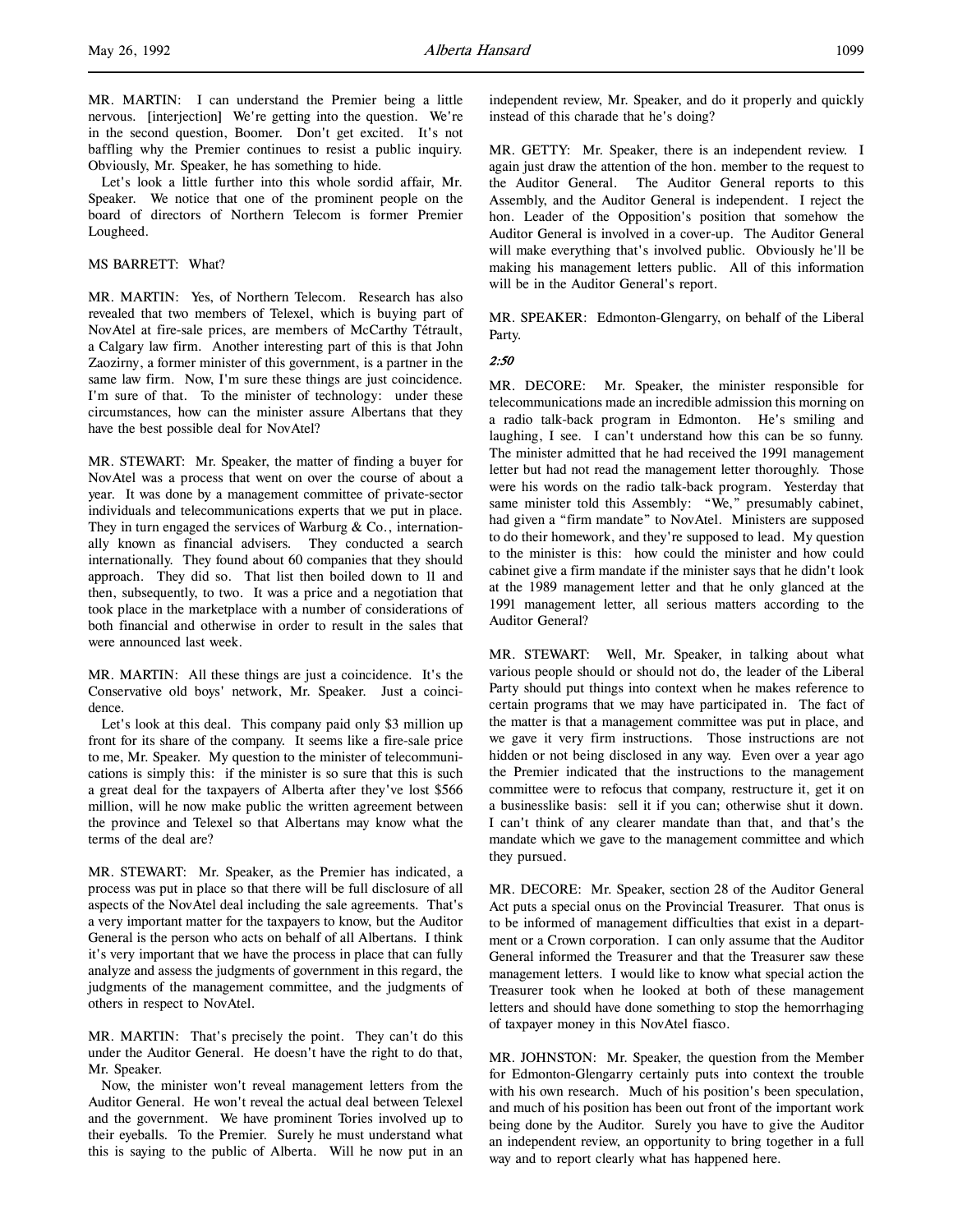MR. MARTIN: I can understand the Premier being a little nervous. [interjection] We're getting into the question. We're in the second question, Boomer. Don't get excited. It's not baffling why the Premier continues to resist a public inquiry. Obviously, Mr. Speaker, he has something to hide.

Let's look a little further into this whole sordid affair, Mr. Speaker. We notice that one of the prominent people on the board of directors of Northern Telecom is former Premier Lougheed.

MS BARRETT: What?

MR. MARTIN: Yes, of Northern Telecom. Research has also revealed that two members of Telexel, which is buying part of NovAtel at fire-sale prices, are members of McCarthy Tétrault, a Calgary law firm. Another interesting part of this is that John Zaozirny, a former minister of this government, is a partner in the same law firm. Now, I'm sure these things are just coincidence. I'm sure of that. To the minister of technology: under these circumstances, how can the minister assure Albertans that they have the best possible deal for NovAtel?

MR. STEWART: Mr. Speaker, the matter of finding a buyer for NovAtel was a process that went on over the course of about a year. It was done by a management committee of private-sector individuals and telecommunications experts that we put in place. They in turn engaged the services of Warburg & Co., internationally known as financial advisers. They conducted a search internationally. They found about 60 companies that they should approach. They did so. That list then boiled down to 11 and then, subsequently, to two. It was a price and a negotiation that took place in the marketplace with a number of considerations of both financial and otherwise in order to result in the sales that were announced last week.

MR. MARTIN: All these things are just a coincidence. It's the Conservative old boys' network, Mr. Speaker. Just a coincidence.

Let's look at this deal. This company paid only $3 million up front for its share of the company. It seems like a fire-sale price to me, Mr. Speaker. My question to the minister of telecommunications is simply this: if the minister is so sure that this is such a great deal for the taxpayers of Alberta after they've lost $566 million, will he now make public the written agreement between the province and Telexel so that Albertans may know what the terms of the deal are?

MR. STEWART: Mr. Speaker, as the Premier has indicated, a process was put in place so that there will be full disclosure of all aspects of the NovAtel deal including the sale agreements. That's a very important matter for the taxpayers to know, but the Auditor General is the person who acts on behalf of all Albertans. I think it's very important that we have the process in place that can fully analyze and assess the judgments of government in this regard, the judgments of the management committee, and the judgments of others in respect to NovAtel.

MR. MARTIN: That's precisely the point. They can't do this under the Auditor General. He doesn't have the right to do that, Mr. Speaker.

Now, the minister won't reveal management letters from the Auditor General. He won't reveal the actual deal between Telexel and the government. We have prominent Tories involved up to their eyeballs. To the Premier. Surely he must understand what this is saying to the public of Alberta. Will he now put in an independent review, Mr. Speaker, and do it properly and quickly instead of this charade that he's doing?

MR. GETTY: Mr. Speaker, there is an independent review. I again just draw the attention of the hon. member to the request to the Auditor General. The Auditor General reports to this Assembly, and the Auditor General is independent. I reject the hon. Leader of the Opposition's position that somehow the Auditor General is involved in a cover-up. The Auditor General will make everything that's involved public. Obviously he'll be making his management letters public. All of this information will be in the Auditor General's report.

MR. SPEAKER: Edmonton-Glengarry, on behalf of the Liberal Party.

*2:50*

MR. DECORE: Mr. Speaker, the minister responsible for telecommunications made an incredible admission this morning on a radio talk-back program in Edmonton. He's smiling and laughing, I see. I can't understand how this can be so funny. The minister admitted that he had received the 1991 management letter but had not read the management letter thoroughly. Those were his words on the radio talk-back program. Yesterday that same minister told this Assembly: "We," presumably cabinet, had given a "firm mandate" to NovAtel. Ministers are supposed to do their homework, and they're supposed to lead. My question to the minister is this: how could the minister and how could cabinet give a firm mandate if the minister says that he didn't look at the 1989 management letter and that he only glanced at the 1991 management letter, all serious matters according to the Auditor General?

MR. STEWART: Well, Mr. Speaker, in talking about what various people should or should not do, the leader of the Liberal Party should put things into context when he makes reference to certain programs that we may have participated in. The fact of the matter is that a management committee was put in place, and we gave it very firm instructions. Those instructions are not hidden or not being disclosed in any way. Even over a year ago the Premier indicated that the instructions to the management committee were to refocus that company, restructure it, get it on a businesslike basis: sell it if you can; otherwise shut it down. I can't think of any clearer mandate than that, and that's the mandate which we gave to the management committee and which they pursued.

MR. DECORE: Mr. Speaker, section 28 of the Auditor General Act puts a special onus on the Provincial Treasurer. That onus is to be informed of management difficulties that exist in a department or a Crown corporation. I can only assume that the Auditor General informed the Treasurer and that the Treasurer saw these management letters. I would like to know what special action the Treasurer took when he looked at both of these management letters and should have done something to stop the hemorrhaging of taxpayer money in this NovAtel fiasco.

MR. JOHNSTON: Mr. Speaker, the question from the Member for Edmonton-Glengarry certainly puts into context the trouble with his own research. Much of his position's been speculation, and much of his position has been out front of the important work being done by the Auditor. Surely you have to give the Auditor an independent review, an opportunity to bring together in a full way and to report clearly what has happened here.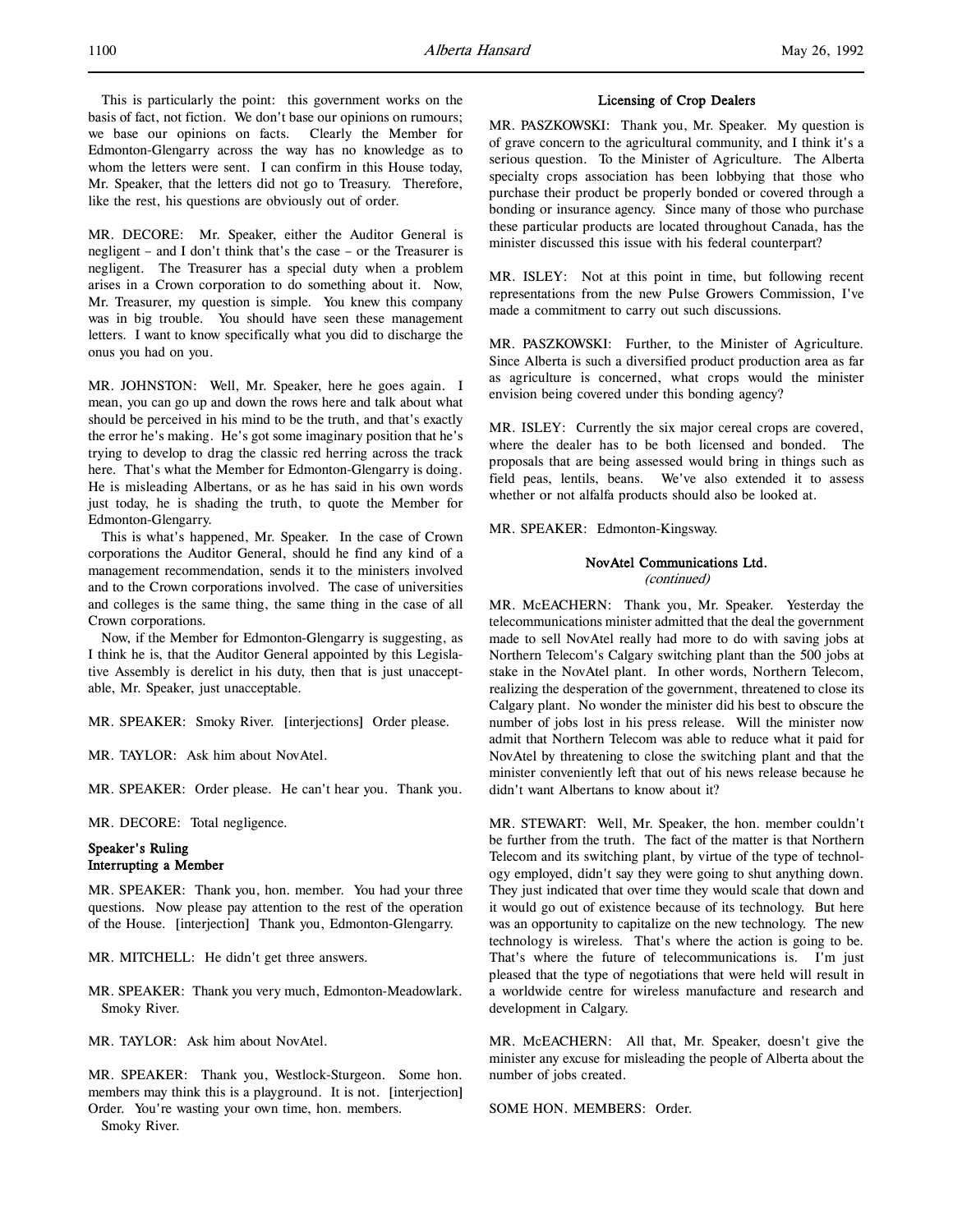This is particularly the point: this government works on the basis of fact, not fiction. We don't base our opinions on rumours; we base our opinions on facts. Clearly the Member for Edmonton-Glengarry across the way has no knowledge as to whom the letters were sent. I can confirm in this House today, Mr. Speaker, that the letters did not go to Treasury. Therefore, like the rest, his questions are obviously out of order.

MR. DECORE: Mr. Speaker, either the Auditor General is negligent – and I don't think that's the case – or the Treasurer is negligent. The Treasurer has a special duty when a problem arises in a Crown corporation to do something about it. Now, Mr. Treasurer, my question is simple. You knew this company was in big trouble. You should have seen these management letters. I want to know specifically what you did to discharge the onus you had on you.

MR. JOHNSTON: Well, Mr. Speaker, here he goes again. I mean, you can go up and down the rows here and talk about what should be perceived in his mind to be the truth, and that's exactly the error he's making. He's got some imaginary position that he's trying to develop to drag the classic red herring across the track here. That's what the Member for Edmonton-Glengarry is doing. He is misleading Albertans, or as he has said in his own words just today, he is shading the truth, to quote the Member for Edmonton-Glengarry.

This is what's happened, Mr. Speaker. In the case of Crown corporations the Auditor General, should he find any kind of a management recommendation, sends it to the ministers involved and to the Crown corporations involved. The case of universities and colleges is the same thing, the same thing in the case of all Crown corporations.

Now, if the Member for Edmonton-Glengarry is suggesting, as I think he is, that the Auditor General appointed by this Legislative Assembly is derelict in his duty, then that is just unacceptable, Mr. Speaker, just unacceptable.

MR. SPEAKER: Smoky River. [interjections] Order please.

MR. TAYLOR: Ask him about NovAtel.

MR. SPEAKER: Order please. He can't hear you. Thank you.

MR. DECORE: Total negligence.

### Speaker's Ruling
### Interrupting a Member

MR. SPEAKER: Thank you, hon. member. You had your three questions. Now please pay attention to the rest of the operation of the House. [interjection] Thank you, Edmonton-Glengarry.

MR. MITCHELL: He didn't get three answers.

MR. SPEAKER: Thank you very much, Edmonton-Meadowlark. Smoky River.

MR. TAYLOR: Ask him about NovAtel.

MR. SPEAKER: Thank you, Westlock-Sturgeon. Some hon. members may think this is a playground. It is not. [interjection] Order. You're wasting your own time, hon. members.
Smoky River.

### Licensing of Crop Dealers

MR. PASZKOWSKI: Thank you, Mr. Speaker. My question is of grave concern to the agricultural community, and I think it's a serious question. To the Minister of Agriculture. The Alberta specialty crops association has been lobbying that those who purchase their product be properly bonded or covered through a bonding or insurance agency. Since many of those who purchase these particular products are located throughout Canada, has the minister discussed this issue with his federal counterpart?

MR. ISLEY: Not at this point in time, but following recent representations from the new Pulse Growers Commission, I've made a commitment to carry out such discussions.

MR. PASZKOWSKI: Further, to the Minister of Agriculture. Since Alberta is such a diversified product production area as far as agriculture is concerned, what crops would the minister envision being covered under this bonding agency?

MR. ISLEY: Currently the six major cereal crops are covered, where the dealer has to be both licensed and bonded. The proposals that are being assessed would bring in things such as field peas, lentils, beans. We've also extended it to assess whether or not alfalfa products should also be looked at.

MR. SPEAKER: Edmonton-Kingsway.

### NovAtel Communications Ltd.
*(continued)*

MR. McEACHERN: Thank you, Mr. Speaker. Yesterday the telecommunications minister admitted that the deal the government made to sell NovAtel really had more to do with saving jobs at Northern Telecom's Calgary switching plant than the 500 jobs at stake in the NovAtel plant. In other words, Northern Telecom, realizing the desperation of the government, threatened to close its Calgary plant. No wonder the minister did his best to obscure the number of jobs lost in his press release. Will the minister now admit that Northern Telecom was able to reduce what it paid for NovAtel by threatening to close the switching plant and that the minister conveniently left that out of his news release because he didn't want Albertans to know about it?

MR. STEWART: Well, Mr. Speaker, the hon. member couldn't be further from the truth. The fact of the matter is that Northern Telecom and its switching plant, by virtue of the type of technology employed, didn't say they were going to shut anything down. They just indicated that over time they would scale that down and it would go out of existence because of its technology. But here was an opportunity to capitalize on the new technology. The new technology is wireless. That's where the action is going to be. That's where the future of telecommunications is. I'm just pleased that the type of negotiations that were held will result in a worldwide centre for wireless manufacture and research and development in Calgary.

MR. McEACHERN: All that, Mr. Speaker, doesn't give the minister any excuse for misleading the people of Alberta about the number of jobs created.

SOME HON. MEMBERS: Order.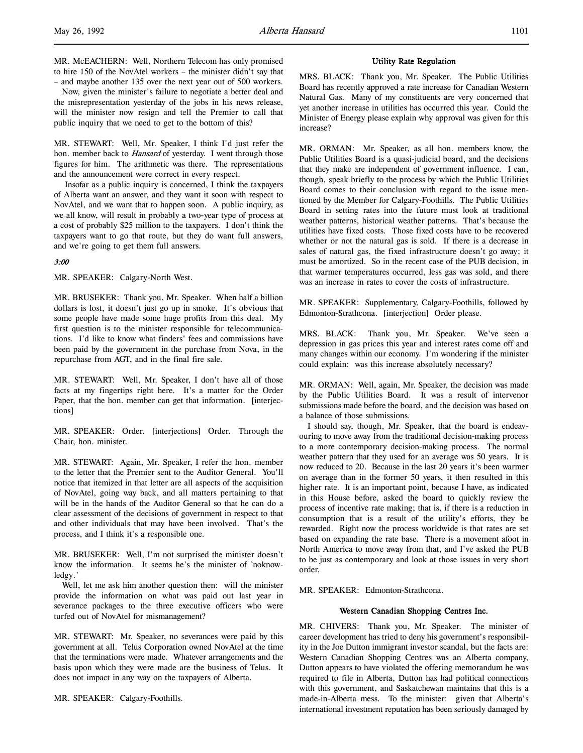MR. McEACHERN: Well, Northern Telecom has only promised to hire 150 of the NovAtel workers – the minister didn't say that – and maybe another 135 over the next year out of 500 workers.

Now, given the minister's failure to negotiate a better deal and the misrepresentation yesterday of the jobs in his news release, will the minister now resign and tell the Premier to call that public inquiry that we need to get to the bottom of this?

MR. STEWART: Well, Mr. Speaker, I think I'd just refer the hon. member back to *Hansard* of yesterday. I went through those figures for him. The arithmetic was there. The representations and the announcement were correct in every respect.

Insofar as a public inquiry is concerned, I think the taxpayers of Alberta want an answer, and they want it soon with respect to NovAtel, and we want that to happen soon. A public inquiry, as we all know, will result in probably a two-year type of process at a cost of probably $25 million to the taxpayers. I don't think the taxpayers want to go that route, but they do want full answers, and we're going to get them full answers.

*3:00*

MR. SPEAKER: Calgary-North West.

MR. BRUSEKER: Thank you, Mr. Speaker. When half a billion dollars is lost, it doesn't just go up in smoke. It's obvious that some people have made some huge profits from this deal. My first question is to the minister responsible for telecommunications. I'd like to know what finders' fees and commissions have been paid by the government in the purchase from Nova, in the repurchase from AGT, and in the final fire sale.

MR. STEWART: Well, Mr. Speaker, I don't have all of those facts at my fingertips right here. It's a matter for the Order Paper, that the hon. member can get that information. [interjections]

MR. SPEAKER: Order. [interjections] Order. Through the Chair, hon. minister.

MR. STEWART: Again, Mr. Speaker, I refer the hon. member to the letter that the Premier sent to the Auditor General. You'll notice that itemized in that letter are all aspects of the acquisition of NovAtel, going way back, and all matters pertaining to that will be in the hands of the Auditor General so that he can do a clear assessment of the decisions of government in respect to that and other individuals that may have been involved. That's the process, and I think it's a responsible one.

MR. BRUSEKER: Well, I'm not surprised the minister doesn't know the information. It seems he's the minister of `noknowledgy.'

Well, let me ask him another question then: will the minister provide the information on what was paid out last year in severance packages to the three executive officers who were turfed out of NovAtel for mismanagement?

MR. STEWART: Mr. Speaker, no severances were paid by this government at all. Telus Corporation owned NovAtel at the time that the terminations were made. Whatever arrangements and the basis upon which they were made are the business of Telus. It does not impact in any way on the taxpayers of Alberta.

MR. SPEAKER: Calgary-Foothills.

### Utility Rate Regulation

MRS. BLACK: Thank you, Mr. Speaker. The Public Utilities Board has recently approved a rate increase for Canadian Western Natural Gas. Many of my constituents are very concerned that yet another increase in utilities has occurred this year. Could the Minister of Energy please explain why approval was given for this increase?

MR. ORMAN: Mr. Speaker, as all hon. members know, the Public Utilities Board is a quasi-judicial board, and the decisions that they make are independent of government influence. I can, though, speak briefly to the process by which the Public Utilities Board comes to their conclusion with regard to the issue mentioned by the Member for Calgary-Foothills. The Public Utilities Board in setting rates into the future must look at traditional weather patterns, historical weather patterns. That's because the utilities have fixed costs. Those fixed costs have to be recovered whether or not the natural gas is sold. If there is a decrease in sales of natural gas, the fixed infrastructure doesn't go away; it must be amortized. So in the recent case of the PUB decision, in that warmer temperatures occurred, less gas was sold, and there was an increase in rates to cover the costs of infrastructure.

MR. SPEAKER: Supplementary, Calgary-Foothills, followed by Edmonton-Strathcona. [interjection] Order please.

MRS. BLACK: Thank you, Mr. Speaker. We've seen a depression in gas prices this year and interest rates come off and many changes within our economy. I'm wondering if the minister could explain: was this increase absolutely necessary?

MR. ORMAN: Well, again, Mr. Speaker, the decision was made by the Public Utilities Board. It was a result of intervenor submissions made before the board, and the decision was based on a balance of those submissions.

I should say, though, Mr. Speaker, that the board is endeavouring to move away from the traditional decision-making process to a more contemporary decision-making process. The normal weather pattern that they used for an average was 50 years. It is now reduced to 20. Because in the last 20 years it's been warmer on average than in the former 50 years, it then resulted in this higher rate. It is an important point, because I have, as indicated in this House before, asked the board to quickly review the process of incentive rate making; that is, if there is a reduction in consumption that is a result of the utility's efforts, they be rewarded. Right now the process worldwide is that rates are set based on expanding the rate base. There is a movement afoot in North America to move away from that, and I've asked the PUB to be just as contemporary and look at those issues in very short order.

MR. SPEAKER: Edmonton-Strathcona.

### Western Canadian Shopping Centres Inc.

MR. CHIVERS: Thank you, Mr. Speaker. The minister of career development has tried to deny his government's responsibility in the Joe Dutton immigrant investor scandal, but the facts are: Western Canadian Shopping Centres was an Alberta company, Dutton appears to have violated the offering memorandum he was required to file in Alberta, Dutton has had political connections with this government, and Saskatchewan maintains that this is a made-in-Alberta mess. To the minister: given that Alberta's international investment reputation has been seriously damaged by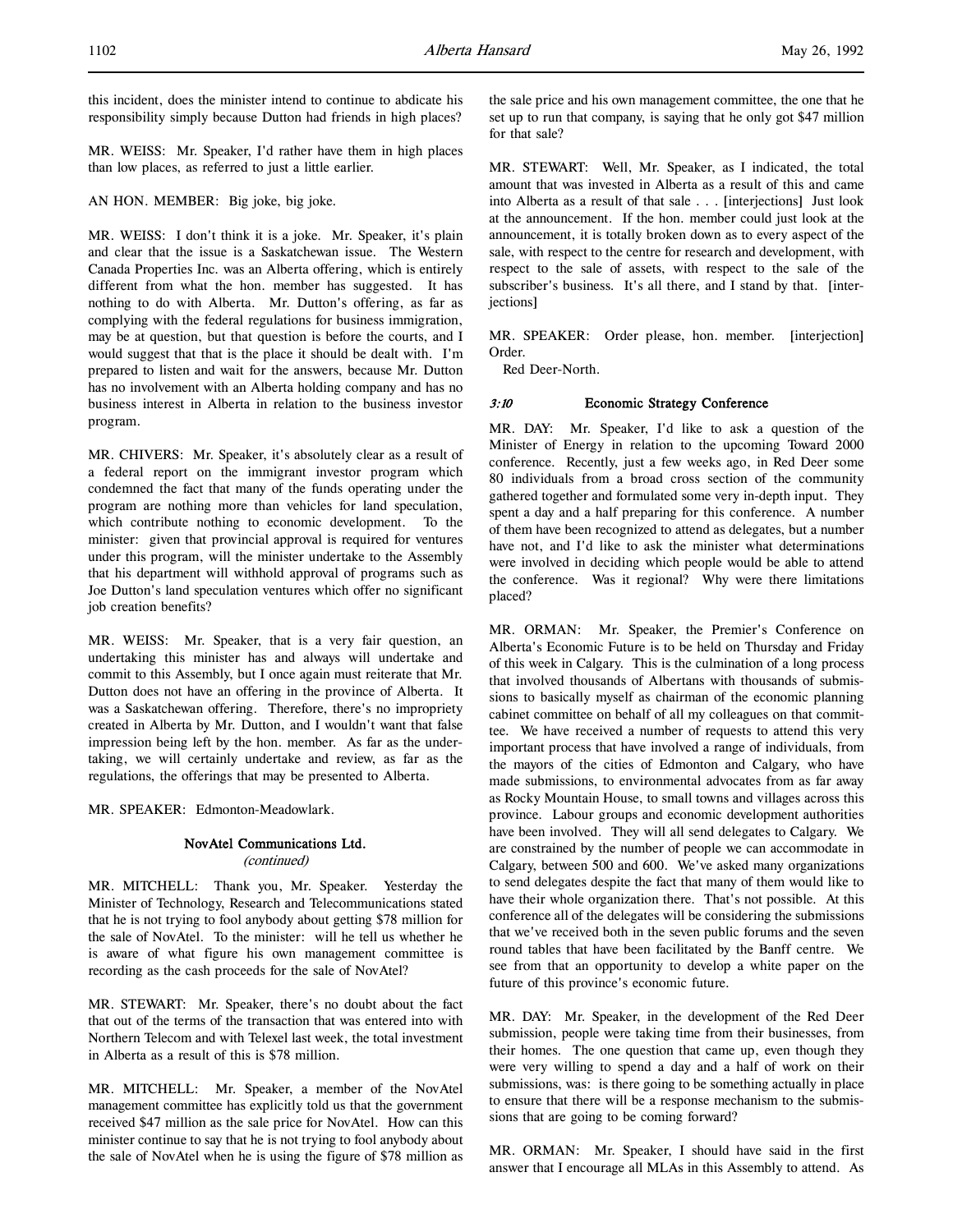this incident, does the minister intend to continue to abdicate his responsibility simply because Dutton had friends in high places?

MR. WEISS: Mr. Speaker, I'd rather have them in high places than low places, as referred to just a little earlier.

AN HON. MEMBER: Big joke, big joke.

MR. WEISS: I don't think it is a joke. Mr. Speaker, it's plain and clear that the issue is a Saskatchewan issue. The Western Canada Properties Inc. was an Alberta offering, which is entirely different from what the hon. member has suggested. It has nothing to do with Alberta. Mr. Dutton's offering, as far as complying with the federal regulations for business immigration, may be at question, but that question is before the courts, and I would suggest that that is the place it should be dealt with. I'm prepared to listen and wait for the answers, because Mr. Dutton has no involvement with an Alberta holding company and has no business interest in Alberta in relation to the business investor program.

MR. CHIVERS: Mr. Speaker, it's absolutely clear as a result of a federal report on the immigrant investor program which condemned the fact that many of the funds operating under the program are nothing more than vehicles for land speculation, which contribute nothing to economic development. To the minister: given that provincial approval is required for ventures under this program, will the minister undertake to the Assembly that his department will withhold approval of programs such as Joe Dutton's land speculation ventures which offer no significant job creation benefits?

MR. WEISS: Mr. Speaker, that is a very fair question, an undertaking this minister has and always will undertake and commit to this Assembly, but I once again must reiterate that Mr. Dutton does not have an offering in the province of Alberta. It was a Saskatchewan offering. Therefore, there's no impropriety created in Alberta by Mr. Dutton, and I wouldn't want that false impression being left by the hon. member. As far as the undertaking, we will certainly undertake and review, as far as the regulations, the offerings that may be presented to Alberta.

MR. SPEAKER: Edmonton-Meadowlark.

### NovAtel Communications Ltd.
*(continued)*

MR. MITCHELL: Thank you, Mr. Speaker. Yesterday the Minister of Technology, Research and Telecommunications stated that he is not trying to fool anybody about getting $78 million for the sale of NovAtel. To the minister: will he tell us whether he is aware of what figure his own management committee is recording as the cash proceeds for the sale of NovAtel?

MR. STEWART: Mr. Speaker, there's no doubt about the fact that out of the terms of the transaction that was entered into with Northern Telecom and with Telexel last week, the total investment in Alberta as a result of this is $78 million.

MR. MITCHELL: Mr. Speaker, a member of the NovAtel management committee has explicitly told us that the government received $47 million as the sale price for NovAtel. How can this minister continue to say that he is not trying to fool anybody about the sale of NovAtel when he is using the figure of $78 million as the sale price and his own management committee, the one that he set up to run that company, is saying that he only got $47 million for that sale?

MR. STEWART: Well, Mr. Speaker, as I indicated, the total amount that was invested in Alberta as a result of this and came into Alberta as a result of that sale . . . [interjections] Just look at the announcement. If the hon. member could just look at the announcement, it is totally broken down as to every aspect of the sale, with respect to the centre for research and development, with respect to the sale of assets, with respect to the sale of the subscriber's business. It's all there, and I stand by that. [interjections]

MR. SPEAKER: Order please, hon. member. [interjection] Order.

Red Deer-North.

### *3:10* Economic Strategy Conference

MR. DAY: Mr. Speaker, I'd like to ask a question of the Minister of Energy in relation to the upcoming Toward 2000 conference. Recently, just a few weeks ago, in Red Deer some 80 individuals from a broad cross section of the community gathered together and formulated some very in-depth input. They spent a day and a half preparing for this conference. A number of them have been recognized to attend as delegates, but a number have not, and I'd like to ask the minister what determinations were involved in deciding which people would be able to attend the conference. Was it regional? Why were there limitations placed?

MR. ORMAN: Mr. Speaker, the Premier's Conference on Alberta's Economic Future is to be held on Thursday and Friday of this week in Calgary. This is the culmination of a long process that involved thousands of Albertans with thousands of submissions to basically myself as chairman of the economic planning cabinet committee on behalf of all my colleagues on that committee. We have received a number of requests to attend this very important process that have involved a range of individuals, from the mayors of the cities of Edmonton and Calgary, who have made submissions, to environmental advocates from as far away as Rocky Mountain House, to small towns and villages across this province. Labour groups and economic development authorities have been involved. They will all send delegates to Calgary. We are constrained by the number of people we can accommodate in Calgary, between 500 and 600. We've asked many organizations to send delegates despite the fact that many of them would like to have their whole organization there. That's not possible. At this conference all of the delegates will be considering the submissions that we've received both in the seven public forums and the seven round tables that have been facilitated by the Banff centre. We see from that an opportunity to develop a white paper on the future of this province's economic future.

MR. DAY: Mr. Speaker, in the development of the Red Deer submission, people were taking time from their businesses, from their homes. The one question that came up, even though they were very willing to spend a day and a half of work on their submissions, was: is there going to be something actually in place to ensure that there will be a response mechanism to the submissions that are going to be coming forward?

MR. ORMAN: Mr. Speaker, I should have said in the first answer that I encourage all MLAs in this Assembly to attend. As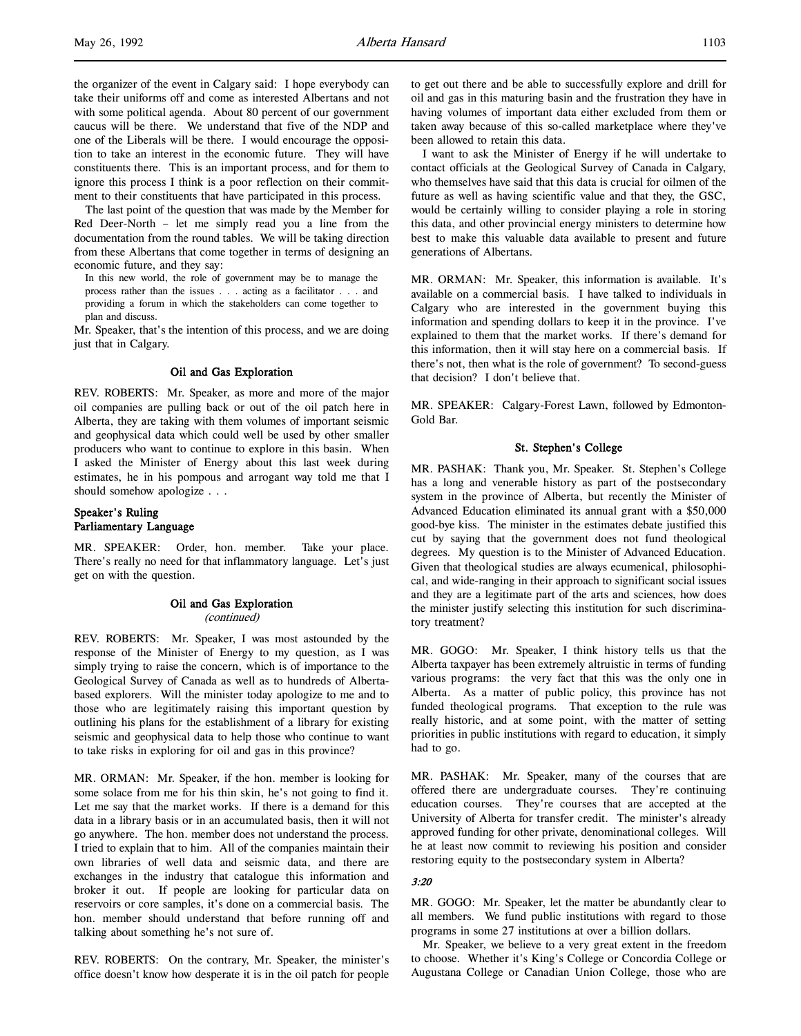the organizer of the event in Calgary said: I hope everybody can take their uniforms off and come as interested Albertans and not with some political agenda. About 80 percent of our government caucus will be there. We understand that five of the NDP and one of the Liberals will be there. I would encourage the opposition to take an interest in the economic future. They will have constituents there. This is an important process, and for them to ignore this process I think is a poor reflection on their commitment to their constituents that have participated in this process.

The last point of the question that was made by the Member for Red Deer-North – let me simply read you a line from the documentation from the round tables. We will be taking direction from these Albertans that come together in terms of designing an economic future, and they say:

> In this new world, the role of government may be to manage the process rather than the issues . . . acting as a facilitator . . . and providing a forum in which the stakeholders can come together to plan and discuss.

Mr. Speaker, that's the intention of this process, and we are doing just that in Calgary.

### Oil and Gas Exploration

REV. ROBERTS: Mr. Speaker, as more and more of the major oil companies are pulling back or out of the oil patch here in Alberta, they are taking with them volumes of important seismic and geophysical data which could well be used by other smaller producers who want to continue to explore in this basin. When I asked the Minister of Energy about this last week during estimates, he in his pompous and arrogant way told me that I should somehow apologize . . .

### Speaker's Ruling
### Parliamentary Language

MR. SPEAKER: Order, hon. member. Take your place. There's really no need for that inflammatory language. Let's just get on with the question.

### Oil and Gas Exploration
*(continued)*

REV. ROBERTS: Mr. Speaker, I was most astounded by the response of the Minister of Energy to my question, as I was simply trying to raise the concern, which is of importance to the Geological Survey of Canada as well as to hundreds of Alberta-based explorers. Will the minister today apologize to me and to those who are legitimately raising this important question by outlining his plans for the establishment of a library for existing seismic and geophysical data to help those who continue to want to take risks in exploring for oil and gas in this province?

MR. ORMAN: Mr. Speaker, if the hon. member is looking for some solace from me for his thin skin, he's not going to find it. Let me say that the market works. If there is a demand for this data in a library basis or in an accumulated basis, then it will not go anywhere. The hon. member does not understand the process. I tried to explain that to him. All of the companies maintain their own libraries of well data and seismic data, and there are exchanges in the industry that catalogue this information and broker it out. If people are looking for particular data on reservoirs or core samples, it's done on a commercial basis. The hon. member should understand that before running off and talking about something he's not sure of.

REV. ROBERTS: On the contrary, Mr. Speaker, the minister's office doesn't know how desperate it is in the oil patch for people to get out there and be able to successfully explore and drill for oil and gas in this maturing basin and the frustration they have in having volumes of important data either excluded from them or taken away because of this so-called marketplace where they've been allowed to retain this data.

I want to ask the Minister of Energy if he will undertake to contact officials at the Geological Survey of Canada in Calgary, who themselves have said that this data is crucial for oilmen of the future as well as having scientific value and that they, the GSC, would be certainly willing to consider playing a role in storing this data, and other provincial energy ministers to determine how best to make this valuable data available to present and future generations of Albertans.

MR. ORMAN: Mr. Speaker, this information is available. It's available on a commercial basis. I have talked to individuals in Calgary who are interested in the government buying this information and spending dollars to keep it in the province. I've explained to them that the market works. If there's demand for this information, then it will stay here on a commercial basis. If there's not, then what is the role of government? To second-guess that decision? I don't believe that.

MR. SPEAKER: Calgary-Forest Lawn, followed by Edmonton-Gold Bar.

### St. Stephen's College

MR. PASHAK: Thank you, Mr. Speaker. St. Stephen's College has a long and venerable history as part of the postsecondary system in the province of Alberta, but recently the Minister of Advanced Education eliminated its annual grant with a $50,000 good-bye kiss. The minister in the estimates debate justified this cut by saying that the government does not fund theological degrees. My question is to the Minister of Advanced Education. Given that theological studies are always ecumenical, philosophical, and wide-ranging in their approach to significant social issues and they are a legitimate part of the arts and sciences, how does the minister justify selecting this institution for such discriminatory treatment?

MR. GOGO: Mr. Speaker, I think history tells us that the Alberta taxpayer has been extremely altruistic in terms of funding various programs: the very fact that this was the only one in Alberta. As a matter of public policy, this province has not funded theological programs. That exception to the rule was really historic, and at some point, with the matter of setting priorities in public institutions with regard to education, it simply had to go.

MR. PASHAK: Mr. Speaker, many of the courses that are offered there are undergraduate courses. They're continuing education courses. They're courses that are accepted at the University of Alberta for transfer credit. The minister's already approved funding for other private, denominational colleges. Will he at least now commit to reviewing his position and consider restoring equity to the postsecondary system in Alberta?

*3:20*

MR. GOGO: Mr. Speaker, let the matter be abundantly clear to all members. We fund public institutions with regard to those programs in some 27 institutions at over a billion dollars.

Mr. Speaker, we believe to a very great extent in the freedom to choose. Whether it's King's College or Concordia College or Augustana College or Canadian Union College, those who are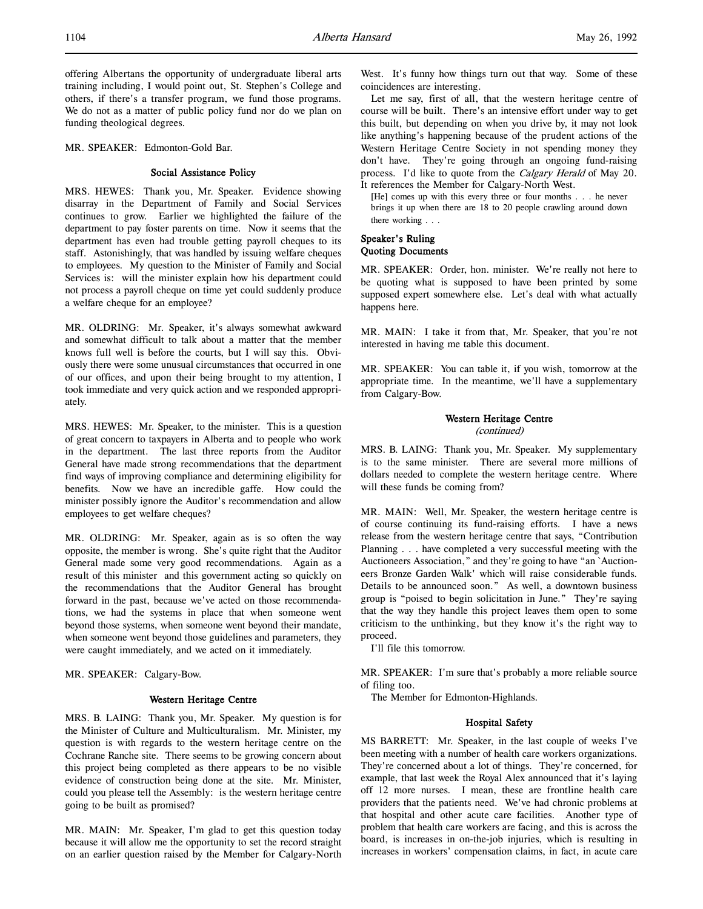offering Albertans the opportunity of undergraduate liberal arts training including, I would point out, St. Stephen's College and others, if there's a transfer program, we fund those programs. We do not as a matter of public policy fund nor do we plan on funding theological degrees.

MR. SPEAKER: Edmonton-Gold Bar.

### Social Assistance Policy

MRS. HEWES: Thank you, Mr. Speaker. Evidence showing disarray in the Department of Family and Social Services continues to grow. Earlier we highlighted the failure of the department to pay foster parents on time. Now it seems that the department has even had trouble getting payroll cheques to its staff. Astonishingly, that was handled by issuing welfare cheques to employees. My question to the Minister of Family and Social Services is: will the minister explain how his department could not process a payroll cheque on time yet could suddenly produce a welfare cheque for an employee?

MR. OLDRING: Mr. Speaker, it's always somewhat awkward and somewhat difficult to talk about a matter that the member knows full well is before the courts, but I will say this. Obviously there were some unusual circumstances that occurred in one of our offices, and upon their being brought to my attention, I took immediate and very quick action and we responded appropriately.

MRS. HEWES: Mr. Speaker, to the minister. This is a question of great concern to taxpayers in Alberta and to people who work in the department. The last three reports from the Auditor General have made strong recommendations that the department find ways of improving compliance and determining eligibility for benefits. Now we have an incredible gaffe. How could the minister possibly ignore the Auditor's recommendation and allow employees to get welfare cheques?

MR. OLDRING: Mr. Speaker, again as is so often the way opposite, the member is wrong. She's quite right that the Auditor General made some very good recommendations. Again as a result of this minister and this government acting so quickly on the recommendations that the Auditor General has brought forward in the past, because we've acted on those recommendations, we had the systems in place that when someone went beyond those systems, when someone went beyond their mandate, when someone went beyond those guidelines and parameters, they were caught immediately, and we acted on it immediately.

MR. SPEAKER: Calgary-Bow.

### Western Heritage Centre

MRS. B. LAING: Thank you, Mr. Speaker. My question is for the Minister of Culture and Multiculturalism. Mr. Minister, my question is with regards to the western heritage centre on the Cochrane Ranche site. There seems to be growing concern about this project being completed as there appears to be no visible evidence of construction being done at the site. Mr. Minister, could you please tell the Assembly: is the western heritage centre going to be built as promised?

MR. MAIN: Mr. Speaker, I'm glad to get this question today because it will allow me the opportunity to set the record straight on an earlier question raised by the Member for Calgary-North West. It's funny how things turn out that way. Some of these coincidences are interesting.

Let me say, first of all, that the western heritage centre of course will be built. There's an intensive effort under way to get this built, but depending on when you drive by, it may not look like anything's happening because of the prudent actions of the Western Heritage Centre Society in not spending money they don't have. They're going through an ongoing fund-raising process. I'd like to quote from the *Calgary Herald* of May 20. It references the Member for Calgary-North West.

> [He] comes up with this every three or four months . . . he never brings it up when there are 18 to 20 people crawling around down there working . . .

### Speaker's Ruling
### Quoting Documents

MR. SPEAKER: Order, hon. minister. We're really not here to be quoting what is supposed to have been printed by some supposed expert somewhere else. Let's deal with what actually happens here.

MR. MAIN: I take it from that, Mr. Speaker, that you're not interested in having me table this document.

MR. SPEAKER: You can table it, if you wish, tomorrow at the appropriate time. In the meantime, we'll have a supplementary from Calgary-Bow.

### Western Heritage Centre
*(continued)*

MRS. B. LAING: Thank you, Mr. Speaker. My supplementary is to the same minister. There are several more millions of dollars needed to complete the western heritage centre. Where will these funds be coming from?

MR. MAIN: Well, Mr. Speaker, the western heritage centre is of course continuing its fund-raising efforts. I have a news release from the western heritage centre that says, "Contribution Planning . . . have completed a very successful meeting with the Auctioneers Association," and they're going to have "an `Auctioneers Bronze Garden Walk' which will raise considerable funds. Details to be announced soon." As well, a downtown business group is "poised to begin solicitation in June." They're saying that the way they handle this project leaves them open to some criticism to the unthinking, but they know it's the right way to proceed.

I'll file this tomorrow.

MR. SPEAKER: I'm sure that's probably a more reliable source of filing too.

The Member for Edmonton-Highlands.

### Hospital Safety

MS BARRETT: Mr. Speaker, in the last couple of weeks I've been meeting with a number of health care workers organizations. They're concerned about a lot of things. They're concerned, for example, that last week the Royal Alex announced that it's laying off 12 more nurses. I mean, these are frontline health care providers that the patients need. We've had chronic problems at that hospital and other acute care facilities. Another type of problem that health care workers are facing, and this is across the board, is increases in on-the-job injuries, which is resulting in increases in workers' compensation claims, in fact, in acute care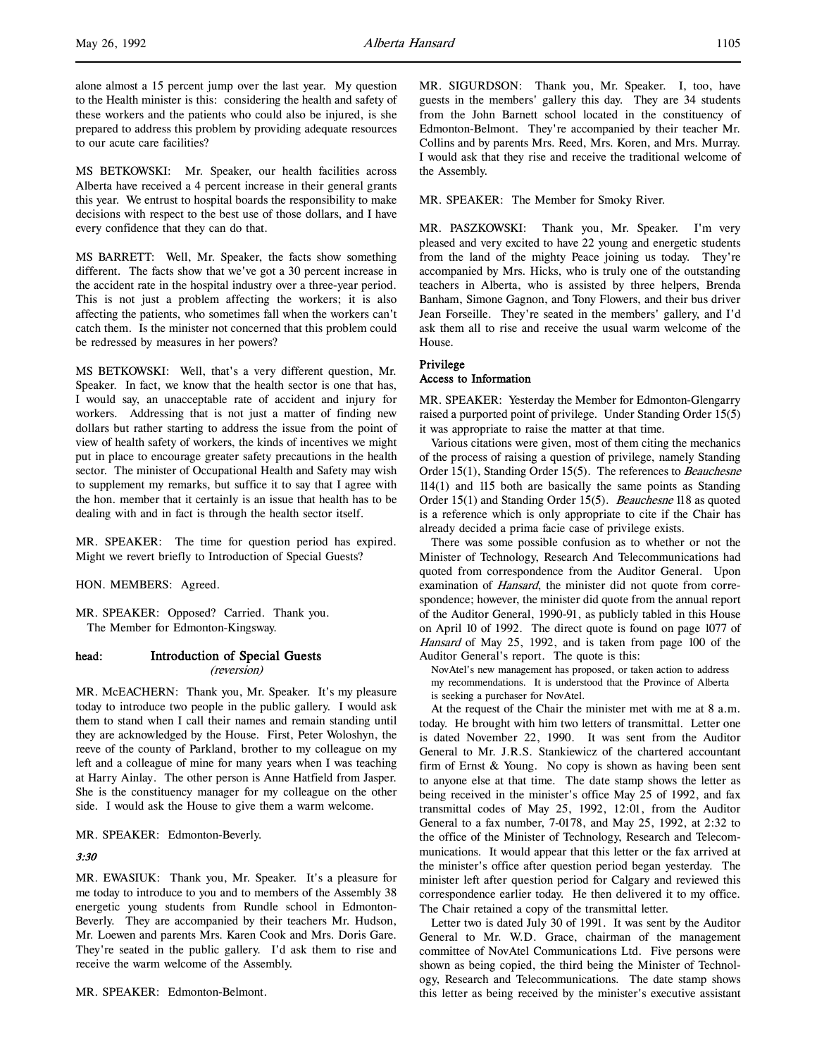alone almost a 15 percent jump over the last year. My question to the Health minister is this: considering the health and safety of these workers and the patients who could also be injured, is she prepared to address this problem by providing adequate resources to our acute care facilities?

MS BETKOWSKI: Mr. Speaker, our health facilities across Alberta have received a 4 percent increase in their general grants this year. We entrust to hospital boards the responsibility to make decisions with respect to the best use of those dollars, and I have every confidence that they can do that.

MS BARRETT: Well, Mr. Speaker, the facts show something different. The facts show that we've got a 30 percent increase in the accident rate in the hospital industry over a three-year period. This is not just a problem affecting the workers; it is also affecting the patients, who sometimes fall when the workers can't catch them. Is the minister not concerned that this problem could be redressed by measures in her powers?

MS BETKOWSKI: Well, that's a very different question, Mr. Speaker. In fact, we know that the health sector is one that has, I would say, an unacceptable rate of accident and injury for workers. Addressing that is not just a matter of finding new dollars but rather starting to address the issue from the point of view of health safety of workers, the kinds of incentives we might put in place to encourage greater safety precautions in the health sector. The minister of Occupational Health and Safety may wish to supplement my remarks, but suffice it to say that I agree with the hon. member that it certainly is an issue that health has to be dealing with and in fact is through the health sector itself.

MR. SPEAKER: The time for question period has expired. Might we revert briefly to Introduction of Special Guests?

HON. MEMBERS: Agreed.

MR. SPEAKER: Opposed? Carried. Thank you.
The Member for Edmonton-Kingsway.

## head: Introduction of Special Guests
*(reversion)*

MR. McEACHERN: Thank you, Mr. Speaker. It's my pleasure today to introduce two people in the public gallery. I would ask them to stand when I call their names and remain standing until they are acknowledged by the House. First, Peter Woloshyn, the reeve of the county of Parkland, brother to my colleague on my left and a colleague of mine for many years when I was teaching at Harry Ainlay. The other person is Anne Hatfield from Jasper. She is the constituency manager for my colleague on the other side. I would ask the House to give them a warm welcome.

MR. SPEAKER: Edmonton-Beverly.

*3:30*

MR. EWASIUK: Thank you, Mr. Speaker. It's a pleasure for me today to introduce to you and to members of the Assembly 38 energetic young students from Rundle school in Edmonton-Beverly. They are accompanied by their teachers Mr. Hudson, Mr. Loewen and parents Mrs. Karen Cook and Mrs. Doris Gare. They're seated in the public gallery. I'd ask them to rise and receive the warm welcome of the Assembly.

MR. SPEAKER: Edmonton-Belmont.

MR. SIGURDSON: Thank you, Mr. Speaker. I, too, have guests in the members' gallery this day. They are 34 students from the John Barnett school located in the constituency of Edmonton-Belmont. They're accompanied by their teacher Mr. Collins and by parents Mrs. Reed, Mrs. Koren, and Mrs. Murray. I would ask that they rise and receive the traditional welcome of the Assembly.

MR. SPEAKER: The Member for Smoky River.

MR. PASZKOWSKI: Thank you, Mr. Speaker. I'm very pleased and very excited to have 22 young and energetic students from the land of the mighty Peace joining us today. They're accompanied by Mrs. Hicks, who is truly one of the outstanding teachers in Alberta, who is assisted by three helpers, Brenda Banham, Simone Gagnon, and Tony Flowers, and their bus driver Jean Forseille. They're seated in the members' gallery, and I'd ask them all to rise and receive the usual warm welcome of the House.

### Privilege
### Access to Information

MR. SPEAKER: Yesterday the Member for Edmonton-Glengarry raised a purported point of privilege. Under Standing Order 15(5) it was appropriate to raise the matter at that time.

Various citations were given, most of them citing the mechanics of the process of raising a question of privilege, namely Standing Order 15(1), Standing Order 15(5). The references to *Beauchesne* 114(1) and 115 both are basically the same points as Standing Order 15(1) and Standing Order 15(5). *Beauchesne* 118 as quoted is a reference which is only appropriate to cite if the Chair has already decided a prima facie case of privilege exists.

There was some possible confusion as to whether or not the Minister of Technology, Research And Telecommunications had quoted from correspondence from the Auditor General. Upon examination of *Hansard*, the minister did not quote from correspondence; however, the minister did quote from the annual report of the Auditor General, 1990-91, as publicly tabled in this House on April 10 of 1992. The direct quote is found on page 1077 of *Hansard* of May 25, 1992, and is taken from page 100 of the Auditor General's report. The quote is this:

> NovAtel's new management has proposed, or taken action to address my recommendations. It is understood that the Province of Alberta is seeking a purchaser for NovAtel.

At the request of the Chair the minister met with me at 8 a.m. today. He brought with him two letters of transmittal. Letter one is dated November 22, 1990. It was sent from the Auditor General to Mr. J.R.S. Stankiewicz of the chartered accountant firm of Ernst & Young. No copy is shown as having been sent to anyone else at that time. The date stamp shows the letter as being received in the minister's office May 25 of 1992, and fax transmittal codes of May 25, 1992, 12:01, from the Auditor General to a fax number, 7-0178, and May 25, 1992, at 2:32 to the office of the Minister of Technology, Research and Telecommunications. It would appear that this letter or the fax arrived at the minister's office after question period began yesterday. The minister left after question period for Calgary and reviewed this correspondence earlier today. He then delivered it to my office. The Chair retained a copy of the transmittal letter.

Letter two is dated July 30 of 1991. It was sent by the Auditor General to Mr. W.D. Grace, chairman of the management committee of NovAtel Communications Ltd. Five persons were shown as being copied, the third being the Minister of Technology, Research and Telecommunications. The date stamp shows this letter as being received by the minister's executive assistant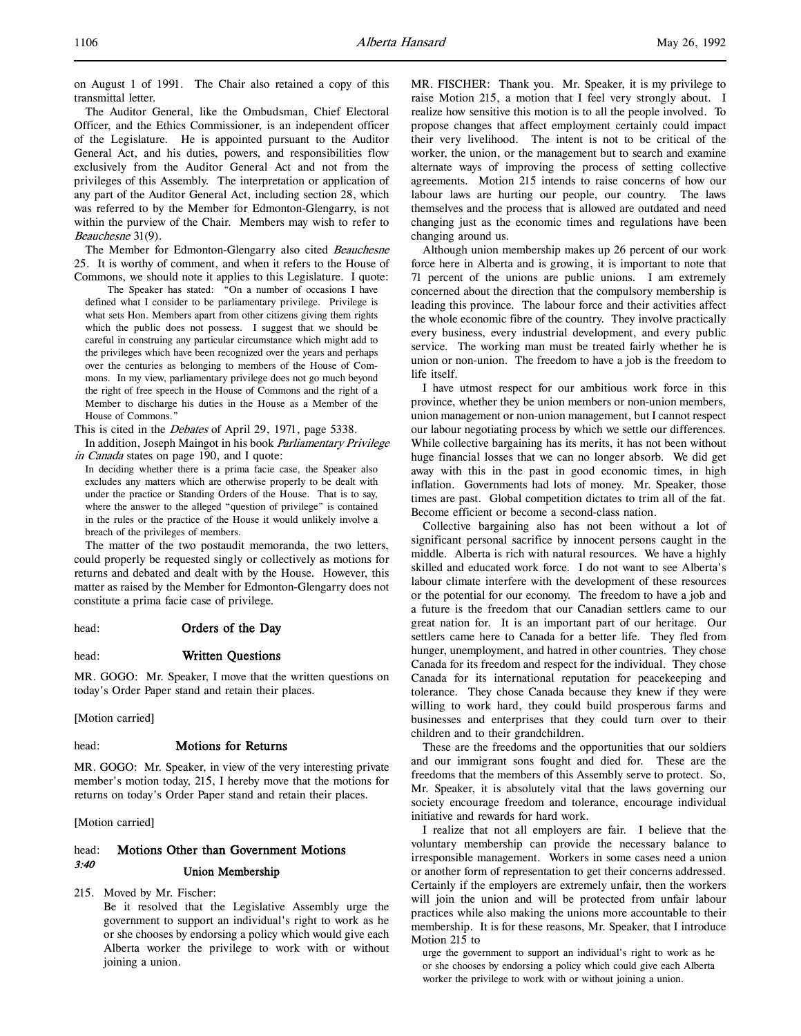on August 1 of 1991. The Chair also retained a copy of this transmittal letter.

The Auditor General, like the Ombudsman, Chief Electoral Officer, and the Ethics Commissioner, is an independent officer of the Legislature. He is appointed pursuant to the Auditor General Act, and his duties, powers, and responsibilities flow exclusively from the Auditor General Act and not from the privileges of this Assembly. The interpretation or application of any part of the Auditor General Act, including section 28, which was referred to by the Member for Edmonton-Glengarry, is not within the purview of the Chair. Members may wish to refer to *Beauchesne* 31(9).

The Member for Edmonton-Glengarry also cited *Beauchesne* 25. It is worthy of comment, and when it refers to the House of Commons, we should note it applies to this Legislature. I quote:

> The Speaker has stated: "On a number of occasions I have defined what I consider to be parliamentary privilege. Privilege is what sets Hon. Members apart from other citizens giving them rights which the public does not possess. I suggest that we should be careful in construing any particular circumstance which might add to the privileges which have been recognized over the years and perhaps over the centuries as belonging to members of the House of Commons. In my view, parliamentary privilege does not go much beyond the right of free speech in the House of Commons and the right of a Member to discharge his duties in the House as a Member of the House of Commons."

This is cited in the *Debates* of April 29, 1971, page 5338.

In addition, Joseph Maingot in his book *Parliamentary Privilege in Canada* states on page 190, and I quote:

> In deciding whether there is a prima facie case, the Speaker also excludes any matters which are otherwise properly to be dealt with under the practice or Standing Orders of the House. That is to say, where the answer to the alleged "question of privilege" is contained in the rules or the practice of the House it would unlikely involve a breach of the privileges of members.

The matter of the two postaudit memoranda, the two letters, could properly be requested singly or collectively as motions for returns and debated and dealt with by the House. However, this matter as raised by the Member for Edmonton-Glengarry does not constitute a prima facie case of privilege.

head: **Orders of the Day**

head: **Written Questions**

MR. GOGO: Mr. Speaker, I move that the written questions on today's Order Paper stand and retain their places.

[Motion carried]

head: **Motions for Returns**

MR. GOGO: Mr. Speaker, in view of the very interesting private member's motion today, 215, I hereby move that the motions for returns on today's Order Paper stand and retain their places.

[Motion carried]

head: **Motions Other than Government Motions**

*3:40*

**Union Membership**

215\. Moved by Mr. Fischer:
Be it resolved that the Legislative Assembly urge the government to support an individual's right to work as he or she chooses by endorsing a policy which would give each Alberta worker the privilege to work with or without joining a union.

MR. FISCHER: Thank you. Mr. Speaker, it is my privilege to raise Motion 215, a motion that I feel very strongly about. I realize how sensitive this motion is to all the people involved. To propose changes that affect employment certainly could impact their very livelihood. The intent is not to be critical of the worker, the union, or the management but to search and examine alternate ways of improving the process of setting collective agreements. Motion 215 intends to raise concerns of how our labour laws are hurting our people, our country. The laws themselves and the process that is allowed are outdated and need changing just as the economic times and regulations have been changing around us.

Although union membership makes up 26 percent of our work force here in Alberta and is growing, it is important to note that 71 percent of the unions are public unions. I am extremely concerned about the direction that the compulsory membership is leading this province. The labour force and their activities affect the whole economic fibre of the country. They involve practically every business, every industrial development, and every public service. The working man must be treated fairly whether he is union or non-union. The freedom to have a job is the freedom to life itself.

I have utmost respect for our ambitious work force in this province, whether they be union members or non-union members, union management or non-union management, but I cannot respect our labour negotiating process by which we settle our differences. While collective bargaining has its merits, it has not been without huge financial losses that we can no longer absorb. We did get away with this in the past in good economic times, in high inflation. Governments had lots of money. Mr. Speaker, those times are past. Global competition dictates to trim all of the fat. Become efficient or become a second-class nation.

Collective bargaining also has not been without a lot of significant personal sacrifice by innocent persons caught in the middle. Alberta is rich with natural resources. We have a highly skilled and educated work force. I do not want to see Alberta's labour climate interfere with the development of these resources or the potential for our economy. The freedom to have a job and a future is the freedom that our Canadian settlers came to our great nation for. It is an important part of our heritage. Our settlers came here to Canada for a better life. They fled from hunger, unemployment, and hatred in other countries. They chose Canada for its freedom and respect for the individual. They chose Canada for its international reputation for peacekeeping and tolerance. They chose Canada because they knew if they were willing to work hard, they could build prosperous farms and businesses and enterprises that they could turn over to their children and to their grandchildren.

These are the freedoms and the opportunities that our soldiers and our immigrant sons fought and died for. These are the freedoms that the members of this Assembly serve to protect. So, Mr. Speaker, it is absolutely vital that the laws governing our society encourage freedom and tolerance, encourage individual initiative and rewards for hard work.

I realize that not all employers are fair. I believe that the voluntary membership can provide the necessary balance to irresponsible management. Workers in some cases need a union or another form of representation to get their concerns addressed. Certainly if the employers are extremely unfair, then the workers will join the union and will be protected from unfair labour practices while also making the unions more accountable to their membership. It is for these reasons, Mr. Speaker, that I introduce Motion 215 to

> urge the government to support an individual's right to work as he or she chooses by endorsing a policy which could give each Alberta worker the privilege to work with or without joining a union.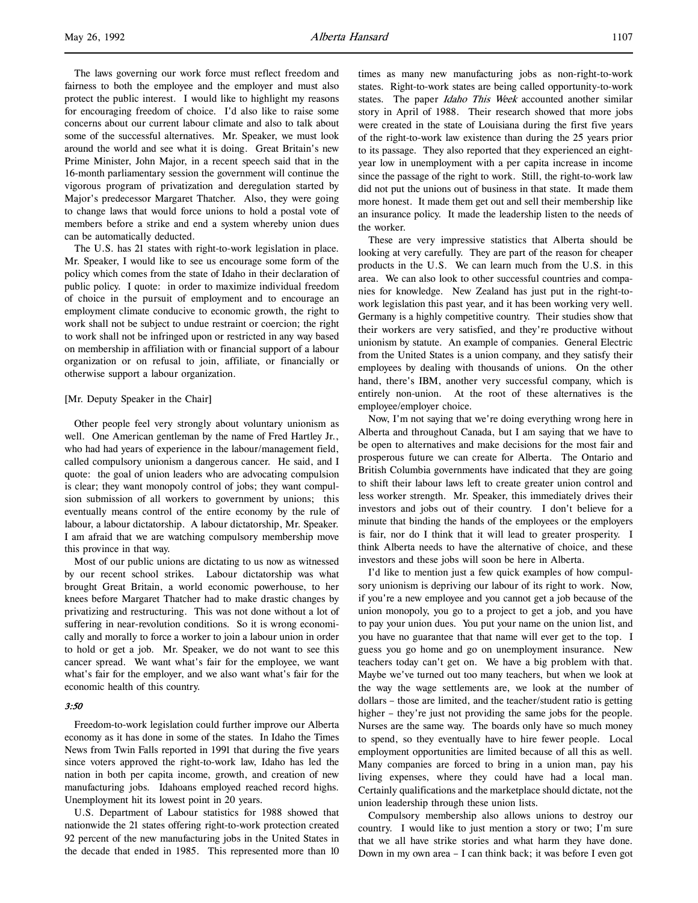The laws governing our work force must reflect freedom and fairness to both the employee and the employer and must also protect the public interest. I would like to highlight my reasons for encouraging freedom of choice. I'd also like to raise some concerns about our current labour climate and also to talk about some of the successful alternatives. Mr. Speaker, we must look around the world and see what it is doing. Great Britain's new Prime Minister, John Major, in a recent speech said that in the 16-month parliamentary session the government will continue the vigorous program of privatization and deregulation started by Major's predecessor Margaret Thatcher. Also, they were going to change laws that would force unions to hold a postal vote of members before a strike and end a system whereby union dues can be automatically deducted.

The U.S. has 21 states with right-to-work legislation in place. Mr. Speaker, I would like to see us encourage some form of the policy which comes from the state of Idaho in their declaration of public policy. I quote: in order to maximize individual freedom of choice in the pursuit of employment and to encourage an employment climate conducive to economic growth, the right to work shall not be subject to undue restraint or coercion; the right to work shall not be infringed upon or restricted in any way based on membership in affiliation with or financial support of a labour organization or on refusal to join, affiliate, or financially or otherwise support a labour organization.

[Mr. Deputy Speaker in the Chair]

Other people feel very strongly about voluntary unionism as well. One American gentleman by the name of Fred Hartley Jr., who had had years of experience in the labour/management field, called compulsory unionism a dangerous cancer. He said, and I quote: the goal of union leaders who are advocating compulsion is clear; they want monopoly control of jobs; they want compulsion submission of all workers to government by unions; this eventually means control of the entire economy by the rule of labour, a labour dictatorship. A labour dictatorship, Mr. Speaker. I am afraid that we are watching compulsory membership move this province in that way.

Most of our public unions are dictating to us now as witnessed by our recent school strikes. Labour dictatorship was what brought Great Britain, a world economic powerhouse, to her knees before Margaret Thatcher had to make drastic changes by privatizing and restructuring. This was not done without a lot of suffering in near-revolution conditions. So it is wrong economically and morally to force a worker to join a labour union in order to hold or get a job. Mr. Speaker, we do not want to see this cancer spread. We want what's fair for the employee, we want what's fair for the employer, and we also want what's fair for the economic health of this country.

*3:50*

Freedom-to-work legislation could further improve our Alberta economy as it has done in some of the states. In Idaho the Times News from Twin Falls reported in 1991 that during the five years since voters approved the right-to-work law, Idaho has led the nation in both per capita income, growth, and creation of new manufacturing jobs. Idahoans employed reached record highs. Unemployment hit its lowest point in 20 years.

U.S. Department of Labour statistics for 1988 showed that nationwide the 21 states offering right-to-work protection created 92 percent of the new manufacturing jobs in the United States in the decade that ended in 1985. This represented more than 10 times as many new manufacturing jobs as non-right-to-work states. Right-to-work states are being called opportunity-to-work states. The paper *Idaho This Week* accounted another similar story in April of 1988. Their research showed that more jobs were created in the state of Louisiana during the first five years of the right-to-work law existence than during the 25 years prior to its passage. They also reported that they experienced an eight-year low in unemployment with a per capita increase in income since the passage of the right to work. Still, the right-to-work law did not put the unions out of business in that state. It made them more honest. It made them get out and sell their membership like an insurance policy. It made the leadership listen to the needs of the worker.

These are very impressive statistics that Alberta should be looking at very carefully. They are part of the reason for cheaper products in the U.S. We can learn much from the U.S. in this area. We can also look to other successful countries and companies for knowledge. New Zealand has just put in the right-to-work legislation this past year, and it has been working very well. Germany is a highly competitive country. Their studies show that their workers are very satisfied, and they're productive without unionism by statute. An example of companies. General Electric from the United States is a union company, and they satisfy their employees by dealing with thousands of unions. On the other hand, there's IBM, another very successful company, which is entirely non-union. At the root of these alternatives is the employee/employer choice.

Now, I'm not saying that we're doing everything wrong here in Alberta and throughout Canada, but I am saying that we have to be open to alternatives and make decisions for the most fair and prosperous future we can create for Alberta. The Ontario and British Columbia governments have indicated that they are going to shift their labour laws left to create greater union control and less worker strength. Mr. Speaker, this immediately drives their investors and jobs out of their country. I don't believe for a minute that binding the hands of the employees or the employers is fair, nor do I think that it will lead to greater prosperity. I think Alberta needs to have the alternative of choice, and these investors and these jobs will soon be here in Alberta.

I'd like to mention just a few quick examples of how compulsory unionism is depriving our labour of its right to work. Now, if you're a new employee and you cannot get a job because of the union monopoly, you go to a project to get a job, and you have to pay your union dues. You put your name on the union list, and you have no guarantee that that name will ever get to the top. I guess you go home and go on unemployment insurance. New teachers today can't get on. We have a big problem with that. Maybe we've turned out too many teachers, but when we look at the way the wage settlements are, we look at the number of dollars – those are limited, and the teacher/student ratio is getting higher – they're just not providing the same jobs for the people. Nurses are the same way. The boards only have so much money to spend, so they eventually have to hire fewer people. Local employment opportunities are limited because of all this as well. Many companies are forced to bring in a union man, pay his living expenses, where they could have had a local man. Certainly qualifications and the marketplace should dictate, not the union leadership through these union lists.

Compulsory membership also allows unions to destroy our country. I would like to just mention a story or two; I'm sure that we all have strike stories and what harm they have done. Down in my own area – I can think back; it was before I even got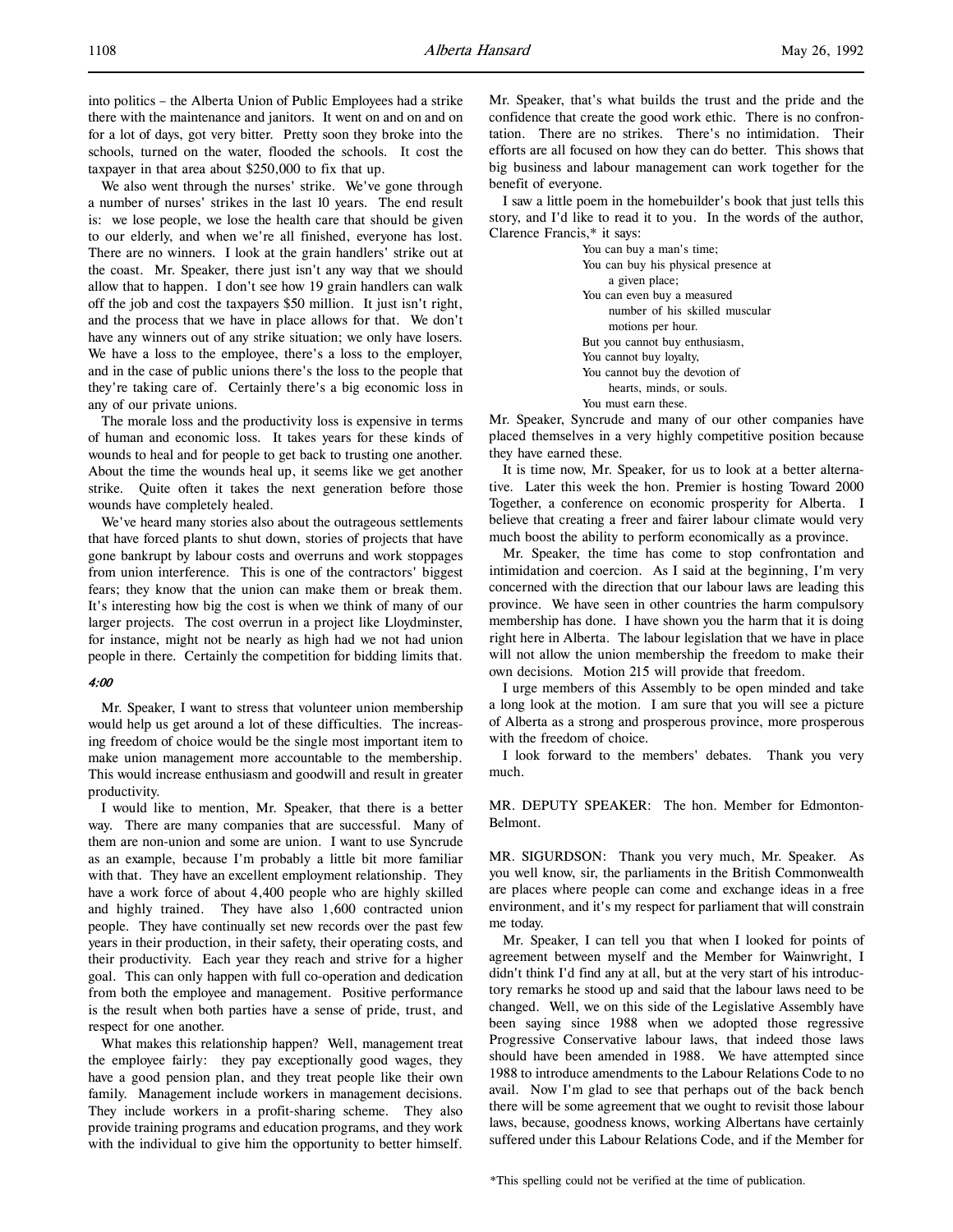into politics – the Alberta Union of Public Employees had a strike there with the maintenance and janitors. It went on and on and on for a lot of days, got very bitter. Pretty soon they broke into the schools, turned on the water, flooded the schools. It cost the taxpayer in that area about $250,000 to fix that up.

We also went through the nurses' strike. We've gone through a number of nurses' strikes in the last 10 years. The end result is: we lose people, we lose the health care that should be given to our elderly, and when we're all finished, everyone has lost. There are no winners. I look at the grain handlers' strike out at the coast. Mr. Speaker, there just isn't any way that we should allow that to happen. I don't see how 19 grain handlers can walk off the job and cost the taxpayers $50 million. It just isn't right, and the process that we have in place allows for that. We don't have any winners out of any strike situation; we only have losers. We have a loss to the employee, there's a loss to the employer, and in the case of public unions there's the loss to the people that they're taking care of. Certainly there's a big economic loss in any of our private unions.

The morale loss and the productivity loss is expensive in terms of human and economic loss. It takes years for these kinds of wounds to heal and for people to get back to trusting one another. About the time the wounds heal up, it seems like we get another strike. Quite often it takes the next generation before those wounds have completely healed.

We've heard many stories also about the outrageous settlements that have forced plants to shut down, stories of projects that have gone bankrupt by labour costs and overruns and work stoppages from union interference. This is one of the contractors' biggest fears; they know that the union can make them or break them. It's interesting how big the cost is when we think of many of our larger projects. The cost overrun in a project like Lloydminster, for instance, might not be nearly as high had we not had union people in there. Certainly the competition for bidding limits that.

*4:00*

Mr. Speaker, I want to stress that volunteer union membership would help us get around a lot of these difficulties. The increasing freedom of choice would be the single most important item to make union management more accountable to the membership. This would increase enthusiasm and goodwill and result in greater productivity.

I would like to mention, Mr. Speaker, that there is a better way. There are many companies that are successful. Many of them are non-union and some are union. I want to use Syncrude as an example, because I'm probably a little bit more familiar with that. They have an excellent employment relationship. They have a work force of about 4,400 people who are highly skilled and highly trained. They have also 1,600 contracted union people. They have continually set new records over the past few years in their production, in their safety, their operating costs, and their productivity. Each year they reach and strive for a higher goal. This can only happen with full co-operation and dedication from both the employee and management. Positive performance is the result when both parties have a sense of pride, trust, and respect for one another.

What makes this relationship happen? Well, management treat the employee fairly: they pay exceptionally good wages, they have a good pension plan, and they treat people like their own family. Management include workers in management decisions. They include workers in a profit-sharing scheme. They also provide training programs and education programs, and they work with the individual to give him the opportunity to better himself. Mr. Speaker, that's what builds the trust and the pride and the confidence that create the good work ethic. There is no confrontation. There are no strikes. There's no intimidation. Their efforts are all focused on how they can do better. This shows that big business and labour management can work together for the benefit of everyone.

I saw a little poem in the homebuilder's book that just tells this story, and I'd like to read it to you. In the words of the author, Clarence Francis,* it says:

> You can buy a man's time;
> You can buy his physical presence at a given place;
> You can even buy a measured number of his skilled muscular motions per hour.
> But you cannot buy enthusiasm,
> You cannot buy loyalty,
> You cannot buy the devotion of hearts, minds, or souls.
> You must earn these.

Mr. Speaker, Syncrude and many of our other companies have placed themselves in a very highly competitive position because they have earned these.

It is time now, Mr. Speaker, for us to look at a better alternative. Later this week the hon. Premier is hosting Toward 2000 Together, a conference on economic prosperity for Alberta. I believe that creating a freer and fairer labour climate would very much boost the ability to perform economically as a province.

Mr. Speaker, the time has come to stop confrontation and intimidation and coercion. As I said at the beginning, I'm very concerned with the direction that our labour laws are leading this province. We have seen in other countries the harm compulsory membership has done. I have shown you the harm that it is doing right here in Alberta. The labour legislation that we have in place will not allow the union membership the freedom to make their own decisions. Motion 215 will provide that freedom.

I urge members of this Assembly to be open minded and take a long look at the motion. I am sure that you will see a picture of Alberta as a strong and prosperous province, more prosperous with the freedom of choice.

I look forward to the members' debates. Thank you very much.

MR. DEPUTY SPEAKER: The hon. Member for Edmonton-Belmont.

MR. SIGURDSON: Thank you very much, Mr. Speaker. As you well know, sir, the parliaments in the British Commonwealth are places where people can come and exchange ideas in a free environment, and it's my respect for parliament that will constrain me today.

Mr. Speaker, I can tell you that when I looked for points of agreement between myself and the Member for Wainwright, I didn't think I'd find any at all, but at the very start of his introductory remarks he stood up and said that the labour laws need to be changed. Well, we on this side of the Legislative Assembly have been saying since 1988 when we adopted those regressive Progressive Conservative labour laws, that indeed those laws should have been amended in 1988. We have attempted since 1988 to introduce amendments to the Labour Relations Code to no avail. Now I'm glad to see that perhaps out of the back bench there will be some agreement that we ought to revisit those labour laws, because, goodness knows, working Albertans have certainly suffered under this Labour Relations Code, and if the Member for

*This spelling could not be verified at the time of publication.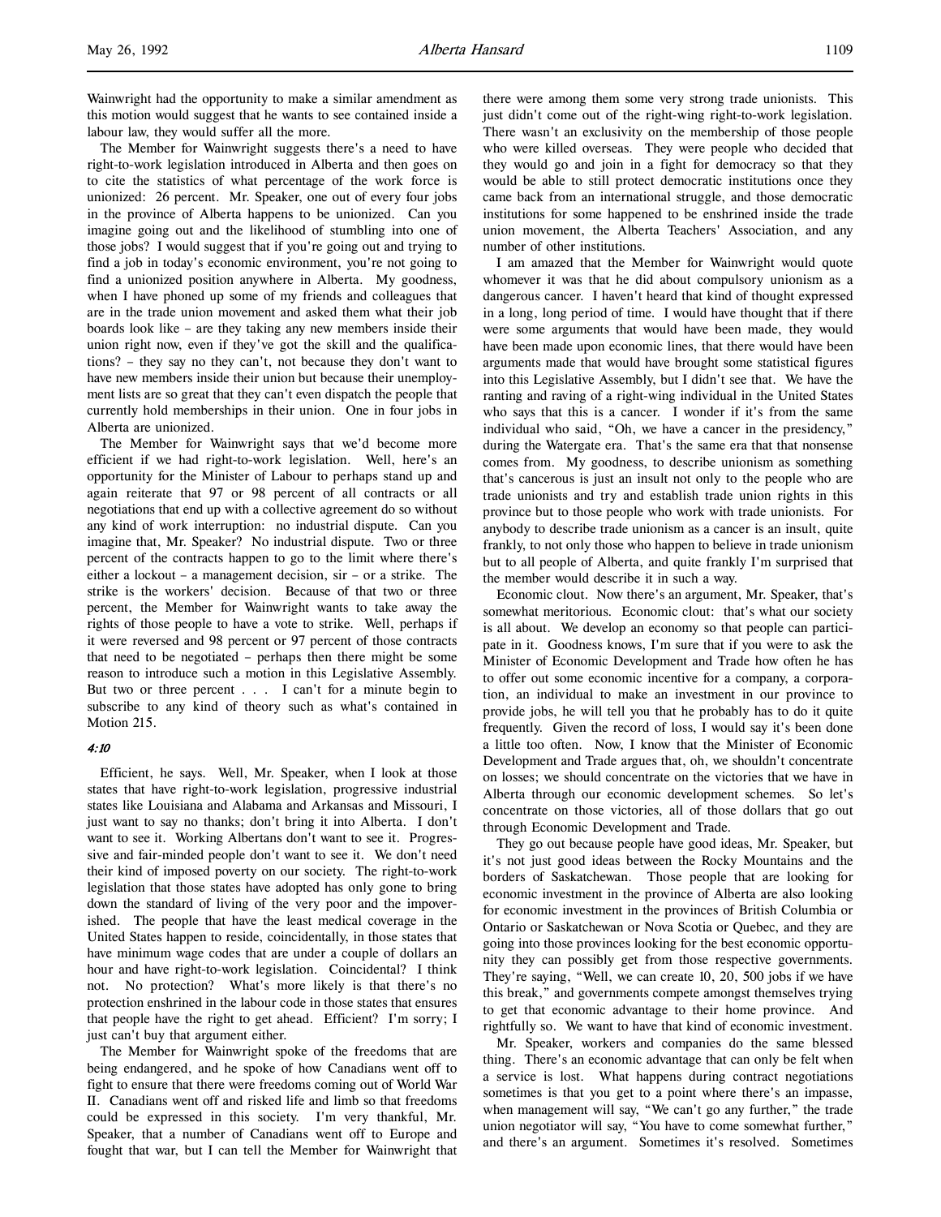Wainwright had the opportunity to make a similar amendment as this motion would suggest that he wants to see contained inside a labour law, they would suffer all the more.

The Member for Wainwright suggests there's a need to have right-to-work legislation introduced in Alberta and then goes on to cite the statistics of what percentage of the work force is unionized: 26 percent. Mr. Speaker, one out of every four jobs in the province of Alberta happens to be unionized. Can you imagine going out and the likelihood of stumbling into one of those jobs? I would suggest that if you're going out and trying to find a job in today's economic environment, you're not going to find a unionized position anywhere in Alberta. My goodness, when I have phoned up some of my friends and colleagues that are in the trade union movement and asked them what their job boards look like – are they taking any new members inside their union right now, even if they've got the skill and the qualifications? – they say no they can't, not because they don't want to have new members inside their union but because their unemployment lists are so great that they can't even dispatch the people that currently hold memberships in their union. One in four jobs in Alberta are unionized.

The Member for Wainwright says that we'd become more efficient if we had right-to-work legislation. Well, here's an opportunity for the Minister of Labour to perhaps stand up and again reiterate that 97 or 98 percent of all contracts or all negotiations that end up with a collective agreement do so without any kind of work interruption: no industrial dispute. Can you imagine that, Mr. Speaker? No industrial dispute. Two or three percent of the contracts happen to go to the limit where there's either a lockout – a management decision, sir – or a strike. The strike is the workers' decision. Because of that two or three percent, the Member for Wainwright wants to take away the rights of those people to have a vote to strike. Well, perhaps if it were reversed and 98 percent or 97 percent of those contracts that need to be negotiated – perhaps then there might be some reason to introduce such a motion in this Legislative Assembly. But two or three percent . . . I can't for a minute begin to subscribe to any kind of theory such as what's contained in Motion 215.

*4:10*

Efficient, he says. Well, Mr. Speaker, when I look at those states that have right-to-work legislation, progressive industrial states like Louisiana and Alabama and Arkansas and Missouri, I just want to say no thanks; don't bring it into Alberta. I don't want to see it. Working Albertans don't want to see it. Progressive and fair-minded people don't want to see it. We don't need their kind of imposed poverty on our society. The right-to-work legislation that those states have adopted has only gone to bring down the standard of living of the very poor and the impoverished. The people that have the least medical coverage in the United States happen to reside, coincidentally, in those states that have minimum wage codes that are under a couple of dollars an hour and have right-to-work legislation. Coincidental? I think not. No protection? What's more likely is that there's no protection enshrined in the labour code in those states that ensures that people have the right to get ahead. Efficient? I'm sorry; I just can't buy that argument either.

The Member for Wainwright spoke of the freedoms that are being endangered, and he spoke of how Canadians went off to fight to ensure that there were freedoms coming out of World War II. Canadians went off and risked life and limb so that freedoms could be expressed in this society. I'm very thankful, Mr. Speaker, that a number of Canadians went off to Europe and fought that war, but I can tell the Member for Wainwright that there were among them some very strong trade unionists. This just didn't come out of the right-wing right-to-work legislation. There wasn't an exclusivity on the membership of those people who were killed overseas. They were people who decided that they would go and join in a fight for democracy so that they would be able to still protect democratic institutions once they came back from an international struggle, and those democratic institutions for some happened to be enshrined inside the trade union movement, the Alberta Teachers' Association, and any number of other institutions.

I am amazed that the Member for Wainwright would quote whomever it was that he did about compulsory unionism as a dangerous cancer. I haven't heard that kind of thought expressed in a long, long period of time. I would have thought that if there were some arguments that would have been made, they would have been made upon economic lines, that there would have been arguments made that would have brought some statistical figures into this Legislative Assembly, but I didn't see that. We have the ranting and raving of a right-wing individual in the United States who says that this is a cancer. I wonder if it's from the same individual who said, "Oh, we have a cancer in the presidency," during the Watergate era. That's the same era that that nonsense comes from. My goodness, to describe unionism as something that's cancerous is just an insult not only to the people who are trade unionists and try and establish trade union rights in this province but to those people who work with trade unionists. For anybody to describe trade unionism as a cancer is an insult, quite frankly, to not only those who happen to believe in trade unionism but to all people of Alberta, and quite frankly I'm surprised that the member would describe it in such a way.

Economic clout. Now there's an argument, Mr. Speaker, that's somewhat meritorious. Economic clout: that's what our society is all about. We develop an economy so that people can participate in it. Goodness knows, I'm sure that if you were to ask the Minister of Economic Development and Trade how often he has to offer out some economic incentive for a company, a corporation, an individual to make an investment in our province to provide jobs, he will tell you that he probably has to do it quite frequently. Given the record of loss, I would say it's been done a little too often. Now, I know that the Minister of Economic Development and Trade argues that, oh, we shouldn't concentrate on losses; we should concentrate on the victories that we have in Alberta through our economic development schemes. So let's concentrate on those victories, all of those dollars that go out through Economic Development and Trade.

They go out because people have good ideas, Mr. Speaker, but it's not just good ideas between the Rocky Mountains and the borders of Saskatchewan. Those people that are looking for economic investment in the province of Alberta are also looking for economic investment in the provinces of British Columbia or Ontario or Saskatchewan or Nova Scotia or Quebec, and they are going into those provinces looking for the best economic opportunity they can possibly get from those respective governments. They're saying, "Well, we can create 10, 20, 500 jobs if we have this break," and governments compete amongst themselves trying to get that economic advantage to their home province. And rightfully so. We want to have that kind of economic investment.

Mr. Speaker, workers and companies do the same blessed thing. There's an economic advantage that can only be felt when a service is lost. What happens during contract negotiations sometimes is that you get to a point where there's an impasse, when management will say, "We can't go any further," the trade union negotiator will say, "You have to come somewhat further," and there's an argument. Sometimes it's resolved. Sometimes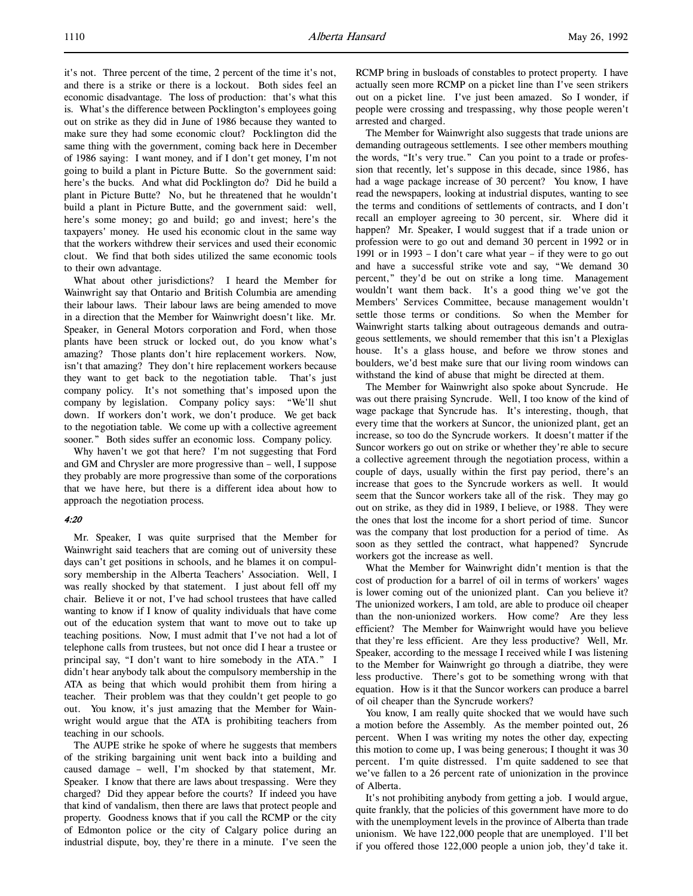it's not. Three percent of the time, 2 percent of the time it's not, and there is a strike or there is a lockout. Both sides feel an economic disadvantage. The loss of production: that's what this is. What's the difference between Pocklington's employees going out on strike as they did in June of 1986 because they wanted to make sure they had some economic clout? Pocklington did the same thing with the government, coming back here in December of 1986 saying: I want money, and if I don't get money, I'm not going to build a plant in Picture Butte. So the government said: here's the bucks. And what did Pocklington do? Did he build a plant in Picture Butte? No, but he threatened that he wouldn't build a plant in Picture Butte, and the government said: well, here's some money; go and build; go and invest; here's the taxpayers' money. He used his economic clout in the same way that the workers withdrew their services and used their economic clout. We find that both sides utilized the same economic tools to their own advantage.

What about other jurisdictions? I heard the Member for Wainwright say that Ontario and British Columbia are amending their labour laws. Their labour laws are being amended to move in a direction that the Member for Wainwright doesn't like. Mr. Speaker, in General Motors corporation and Ford, when those plants have been struck or locked out, do you know what's amazing? Those plants don't hire replacement workers. Now, isn't that amazing? They don't hire replacement workers because they want to get back to the negotiation table. That's just company policy. It's not something that's imposed upon the company by legislation. Company policy says: "We'll shut down. If workers don't work, we don't produce. We get back to the negotiation table. We come up with a collective agreement sooner." Both sides suffer an economic loss. Company policy.

Why haven't we got that here? I'm not suggesting that Ford and GM and Chrysler are more progressive than – well, I suppose they probably are more progressive than some of the corporations that we have here, but there is a different idea about how to approach the negotiation process.

*4:20*

Mr. Speaker, I was quite surprised that the Member for Wainwright said teachers that are coming out of university these days can't get positions in schools, and he blames it on compulsory membership in the Alberta Teachers' Association. Well, I was really shocked by that statement. I just about fell off my chair. Believe it or not, I've had school trustees that have called wanting to know if I know of quality individuals that have come out of the education system that want to move out to take up teaching positions. Now, I must admit that I've not had a lot of telephone calls from trustees, but not once did I hear a trustee or principal say, "I don't want to hire somebody in the ATA." I didn't hear anybody talk about the compulsory membership in the ATA as being that which would prohibit them from hiring a teacher. Their problem was that they couldn't get people to go out. You know, it's just amazing that the Member for Wainwright would argue that the ATA is prohibiting teachers from teaching in our schools.

The AUPE strike he spoke of where he suggests that members of the striking bargaining unit went back into a building and caused damage – well, I'm shocked by that statement, Mr. Speaker. I know that there are laws about trespassing. Were they charged? Did they appear before the courts? If indeed you have that kind of vandalism, then there are laws that protect people and property. Goodness knows that if you call the RCMP or the city of Edmonton police or the city of Calgary police during an industrial dispute, boy, they're there in a minute. I've seen the RCMP bring in busloads of constables to protect property. I have actually seen more RCMP on a picket line than I've seen strikers out on a picket line. I've just been amazed. So I wonder, if people were crossing and trespassing, why those people weren't arrested and charged.

The Member for Wainwright also suggests that trade unions are demanding outrageous settlements. I see other members mouthing the words, "It's very true." Can you point to a trade or profession that recently, let's suppose in this decade, since 1986, has had a wage package increase of 30 percent? You know, I have read the newspapers, looking at industrial disputes, wanting to see the terms and conditions of settlements of contracts, and I don't recall an employer agreeing to 30 percent, sir. Where did it happen? Mr. Speaker, I would suggest that if a trade union or profession were to go out and demand 30 percent in 1992 or in 1991 or in 1993 – I don't care what year – if they were to go out and have a successful strike vote and say, "We demand 30 percent," they'd be out on strike a long time. Management wouldn't want them back. It's a good thing we've got the Members' Services Committee, because management wouldn't settle those terms or conditions. So when the Member for Wainwright starts talking about outrageous demands and outrageous settlements, we should remember that this isn't a Plexiglas house. It's a glass house, and before we throw stones and boulders, we'd best make sure that our living room windows can withstand the kind of abuse that might be directed at them.

The Member for Wainwright also spoke about Syncrude. He was out there praising Syncrude. Well, I too know of the kind of wage package that Syncrude has. It's interesting, though, that every time that the workers at Suncor, the unionized plant, get an increase, so too do the Syncrude workers. It doesn't matter if the Suncor workers go out on strike or whether they're able to secure a collective agreement through the negotiation process, within a couple of days, usually within the first pay period, there's an increase that goes to the Syncrude workers as well. It would seem that the Suncor workers take all of the risk. They may go out on strike, as they did in 1989, I believe, or 1988. They were the ones that lost the income for a short period of time. Suncor was the company that lost production for a period of time. As soon as they settled the contract, what happened? Syncrude workers got the increase as well.

What the Member for Wainwright didn't mention is that the cost of production for a barrel of oil in terms of workers' wages is lower coming out of the unionized plant. Can you believe it? The unionized workers, I am told, are able to produce oil cheaper than the non-unionized workers. How come? Are they less efficient? The Member for Wainwright would have you believe that they're less efficient. Are they less productive? Well, Mr. Speaker, according to the message I received while I was listening to the Member for Wainwright go through a diatribe, they were less productive. There's got to be something wrong with that equation. How is it that the Suncor workers can produce a barrel of oil cheaper than the Syncrude workers?

You know, I am really quite shocked that we would have such a motion before the Assembly. As the member pointed out, 26 percent. When I was writing my notes the other day, expecting this motion to come up, I was being generous; I thought it was 30 percent. I'm quite distressed. I'm quite saddened to see that we've fallen to a 26 percent rate of unionization in the province of Alberta.

It's not prohibiting anybody from getting a job. I would argue, quite frankly, that the policies of this government have more to do with the unemployment levels in the province of Alberta than trade unionism. We have 122,000 people that are unemployed. I'll bet if you offered those 122,000 people a union job, they'd take it.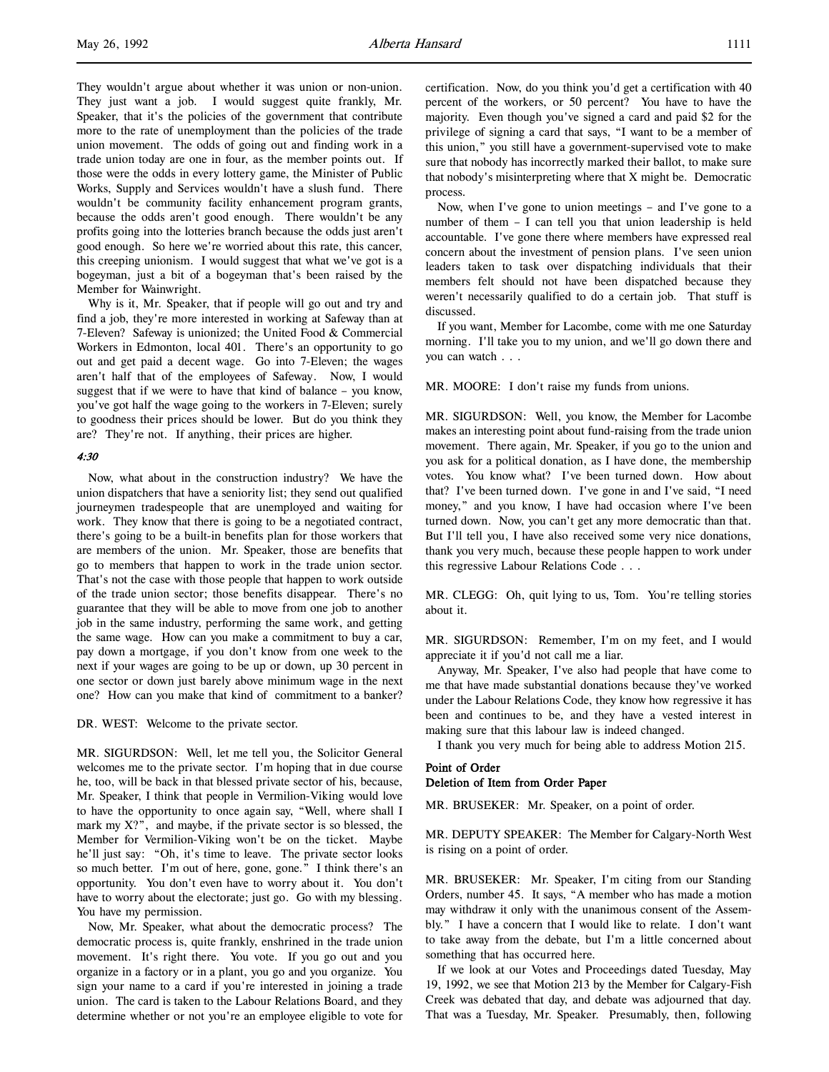They wouldn't argue about whether it was union or non-union. They just want a job. I would suggest quite frankly, Mr. Speaker, that it's the policies of the government that contribute more to the rate of unemployment than the policies of the trade union movement. The odds of going out and finding work in a trade union today are one in four, as the member points out. If those were the odds in every lottery game, the Minister of Public Works, Supply and Services wouldn't have a slush fund. There wouldn't be community facility enhancement program grants, because the odds aren't good enough. There wouldn't be any profits going into the lotteries branch because the odds just aren't good enough. So here we're worried about this rate, this cancer, this creeping unionism. I would suggest that what we've got is a bogeyman, just a bit of a bogeyman that's been raised by the Member for Wainwright.

Why is it, Mr. Speaker, that if people will go out and try and find a job, they're more interested in working at Safeway than at 7-Eleven? Safeway is unionized; the United Food & Commercial Workers in Edmonton, local 401. There's an opportunity to go out and get paid a decent wage. Go into 7-Eleven; the wages aren't half that of the employees of Safeway. Now, I would suggest that if we were to have that kind of balance – you know, you've got half the wage going to the workers in 7-Eleven; surely to goodness their prices should be lower. But do you think they are? They're not. If anything, their prices are higher.

*4:30*

Now, what about in the construction industry? We have the union dispatchers that have a seniority list; they send out qualified journeymen tradespeople that are unemployed and waiting for work. They know that there is going to be a negotiated contract, there's going to be a built-in benefits plan for those workers that are members of the union. Mr. Speaker, those are benefits that go to members that happen to work in the trade union sector. That's not the case with those people that happen to work outside of the trade union sector; those benefits disappear. There's no guarantee that they will be able to move from one job to another job in the same industry, performing the same work, and getting the same wage. How can you make a commitment to buy a car, pay down a mortgage, if you don't know from one week to the next if your wages are going to be up or down, up 30 percent in one sector or down just barely above minimum wage in the next one? How can you make that kind of commitment to a banker?

DR. WEST: Welcome to the private sector.

MR. SIGURDSON: Well, let me tell you, the Solicitor General welcomes me to the private sector. I'm hoping that in due course he, too, will be back in that blessed private sector of his, because, Mr. Speaker, I think that people in Vermilion-Viking would love to have the opportunity to once again say, "Well, where shall I mark my X?", and maybe, if the private sector is so blessed, the Member for Vermilion-Viking won't be on the ticket. Maybe he'll just say: "Oh, it's time to leave. The private sector looks so much better. I'm out of here, gone, gone." I think there's an opportunity. You don't even have to worry about it. You don't have to worry about the electorate; just go. Go with my blessing. You have my permission.

Now, Mr. Speaker, what about the democratic process? The democratic process is, quite frankly, enshrined in the trade union movement. It's right there. You vote. If you go out and you organize in a factory or in a plant, you go and you organize. You sign your name to a card if you're interested in joining a trade union. The card is taken to the Labour Relations Board, and they determine whether or not you're an employee eligible to vote for certification. Now, do you think you'd get a certification with 40 percent of the workers, or 50 percent? You have to have the majority. Even though you've signed a card and paid $2 for the privilege of signing a card that says, "I want to be a member of this union," you still have a government-supervised vote to make sure that nobody has incorrectly marked their ballot, to make sure that nobody's misinterpreting where that X might be. Democratic process.

Now, when I've gone to union meetings – and I've gone to a number of them – I can tell you that union leadership is held accountable. I've gone there where members have expressed real concern about the investment of pension plans. I've seen union leaders taken to task over dispatching individuals that their members felt should not have been dispatched because they weren't necessarily qualified to do a certain job. That stuff is discussed.

If you want, Member for Lacombe, come with me one Saturday morning. I'll take you to my union, and we'll go down there and you can watch . . .

MR. MOORE: I don't raise my funds from unions.

MR. SIGURDSON: Well, you know, the Member for Lacombe makes an interesting point about fund-raising from the trade union movement. There again, Mr. Speaker, if you go to the union and you ask for a political donation, as I have done, the membership votes. You know what? I've been turned down. How about that? I've been turned down. I've gone in and I've said, "I need money," and you know, I have had occasion where I've been turned down. Now, you can't get any more democratic than that. But I'll tell you, I have also received some very nice donations, thank you very much, because these people happen to work under this regressive Labour Relations Code . . .

MR. CLEGG: Oh, quit lying to us, Tom. You're telling stories about it.

MR. SIGURDSON: Remember, I'm on my feet, and I would appreciate it if you'd not call me a liar.

Anyway, Mr. Speaker, I've also had people that have come to me that have made substantial donations because they've worked under the Labour Relations Code, they know how regressive it has been and continues to be, and they have a vested interest in making sure that this labour law is indeed changed.

I thank you very much for being able to address Motion 215.

**Point of Order**
**Deletion of Item from Order Paper**

MR. BRUSEKER: Mr. Speaker, on a point of order.

MR. DEPUTY SPEAKER: The Member for Calgary-North West is rising on a point of order.

MR. BRUSEKER: Mr. Speaker, I'm citing from our Standing Orders, number 45. It says, "A member who has made a motion may withdraw it only with the unanimous consent of the Assembly." I have a concern that I would like to relate. I don't want to take away from the debate, but I'm a little concerned about something that has occurred here.

If we look at our Votes and Proceedings dated Tuesday, May 19, 1992, we see that Motion 213 by the Member for Calgary-Fish Creek was debated that day, and debate was adjourned that day. That was a Tuesday, Mr. Speaker. Presumably, then, following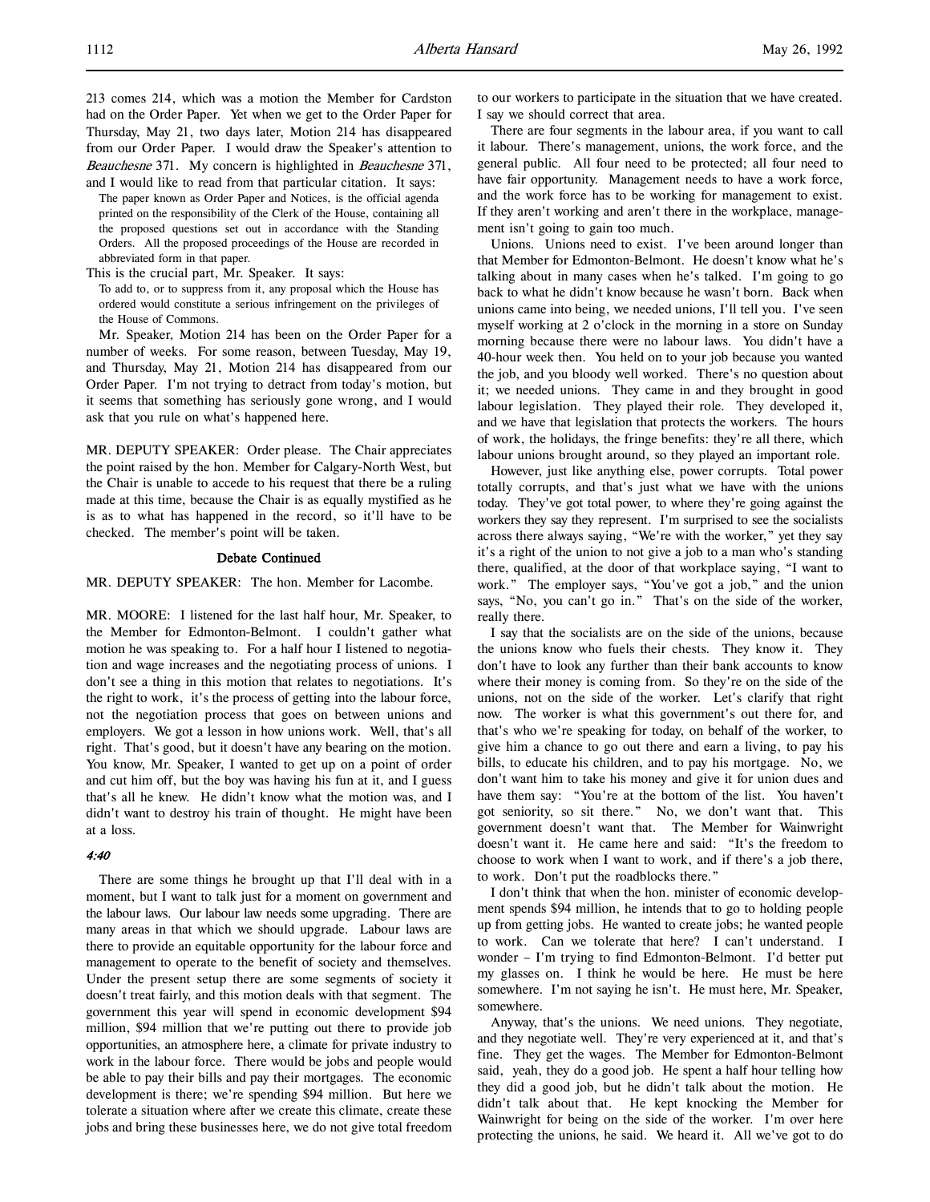213 comes 214, which was a motion the Member for Cardston had on the Order Paper. Yet when we get to the Order Paper for Thursday, May 21, two days later, Motion 214 has disappeared from our Order Paper. I would draw the Speaker's attention to *Beauchesne* 371. My concern is highlighted in *Beauchesne* 371, and I would like to read from that particular citation. It says:

> The paper known as Order Paper and Notices, is the official agenda printed on the responsibility of the Clerk of the House, containing all the proposed questions set out in accordance with the Standing Orders. All the proposed proceedings of the House are recorded in abbreviated form in that paper.

This is the crucial part, Mr. Speaker. It says:

> To add to, or to suppress from it, any proposal which the House has ordered would constitute a serious infringement on the privileges of the House of Commons.

Mr. Speaker, Motion 214 has been on the Order Paper for a number of weeks. For some reason, between Tuesday, May 19, and Thursday, May 21, Motion 214 has disappeared from our Order Paper. I'm not trying to detract from today's motion, but it seems that something has seriously gone wrong, and I would ask that you rule on what's happened here.

MR. DEPUTY SPEAKER: Order please. The Chair appreciates the point raised by the hon. Member for Calgary-North West, but the Chair is unable to accede to his request that there be a ruling made at this time, because the Chair is as equally mystified as he is as to what has happened in the record, so it'll have to be checked. The member's point will be taken.

### Debate Continued

MR. DEPUTY SPEAKER: The hon. Member for Lacombe.

MR. MOORE: I listened for the last half hour, Mr. Speaker, to the Member for Edmonton-Belmont. I couldn't gather what motion he was speaking to. For a half hour I listened to negotiation and wage increases and the negotiating process of unions. I don't see a thing in this motion that relates to negotiations. It's the right to work, it's the process of getting into the labour force, not the negotiation process that goes on between unions and employers. We got a lesson in how unions work. Well, that's all right. That's good, but it doesn't have any bearing on the motion. You know, Mr. Speaker, I wanted to get up on a point of order and cut him off, but the boy was having his fun at it, and I guess that's all he knew. He didn't know what the motion was, and I didn't want to destroy his train of thought. He might have been at a loss.

*4:40*

There are some things he brought up that I'll deal with in a moment, but I want to talk just for a moment on government and the labour laws. Our labour law needs some upgrading. There are many areas in that which we should upgrade. Labour laws are there to provide an equitable opportunity for the labour force and management to operate to the benefit of society and themselves. Under the present setup there are some segments of society it doesn't treat fairly, and this motion deals with that segment. The government this year will spend in economic development $94 million, $94 million that we're putting out there to provide job opportunities, an atmosphere here, a climate for private industry to work in the labour force. There would be jobs and people would be able to pay their bills and pay their mortgages. The economic development is there; we're spending $94 million. But here we tolerate a situation where after we create this climate, create these jobs and bring these businesses here, we do not give total freedom to our workers to participate in the situation that we have created. I say we should correct that area.

There are four segments in the labour area, if you want to call it labour. There's management, unions, the work force, and the general public. All four need to be protected; all four need to have fair opportunity. Management needs to have a work force, and the work force has to be working for management to exist. If they aren't working and aren't there in the workplace, management isn't going to gain too much.

Unions. Unions need to exist. I've been around longer than that Member for Edmonton-Belmont. He doesn't know what he's talking about in many cases when he's talked. I'm going to go back to what he didn't know because he wasn't born. Back when unions came into being, we needed unions, I'll tell you. I've seen myself working at 2 o'clock in the morning in a store on Sunday morning because there were no labour laws. You didn't have a 40-hour week then. You held on to your job because you wanted the job, and you bloody well worked. There's no question about it; we needed unions. They came in and they brought in good labour legislation. They played their role. They developed it, and we have that legislation that protects the workers. The hours of work, the holidays, the fringe benefits: they're all there, which labour unions brought around, so they played an important role.

However, just like anything else, power corrupts. Total power totally corrupts, and that's just what we have with the unions today. They've got total power, to where they're going against the workers they say they represent. I'm surprised to see the socialists across there always saying, "We're with the worker," yet they say it's a right of the union to not give a job to a man who's standing there, qualified, at the door of that workplace saying, "I want to work." The employer says, "You've got a job," and the union says, "No, you can't go in." That's on the side of the worker, really there.

I say that the socialists are on the side of the unions, because the unions know who fuels their chests. They know it. They don't have to look any further than their bank accounts to know where their money is coming from. So they're on the side of the unions, not on the side of the worker. Let's clarify that right now. The worker is what this government's out there for, and that's who we're speaking for today, on behalf of the worker, to give him a chance to go out there and earn a living, to pay his bills, to educate his children, and to pay his mortgage. No, we don't want him to take his money and give it for union dues and have them say: "You're at the bottom of the list. You haven't got seniority, so sit there." No, we don't want that. This government doesn't want that. The Member for Wainwright doesn't want it. He came here and said: "It's the freedom to choose to work when I want to work, and if there's a job there, to work. Don't put the roadblocks there."

I don't think that when the hon. minister of economic development spends $94 million, he intends that to go to holding people up from getting jobs; he wanted to create jobs; he wanted people to work. Can we tolerate that here? I can't understand. I wonder – I'm trying to find Edmonton-Belmont. I'd better put my glasses on. I think he would be here. He must be here somewhere. I'm not saying he isn't. He must here, Mr. Speaker, somewhere.

Anyway, that's the unions. We need unions. They negotiate, and they negotiate well. They're very experienced at it, and that's fine. They get the wages. The Member for Edmonton-Belmont said, yeah, they do a good job. He spent a half hour telling how they did a good job, but he didn't talk about the motion. He didn't talk about that. He kept knocking the Member for Wainwright for being on the side of the worker. I'm over here protecting the unions, he said. We heard it. All we've got to do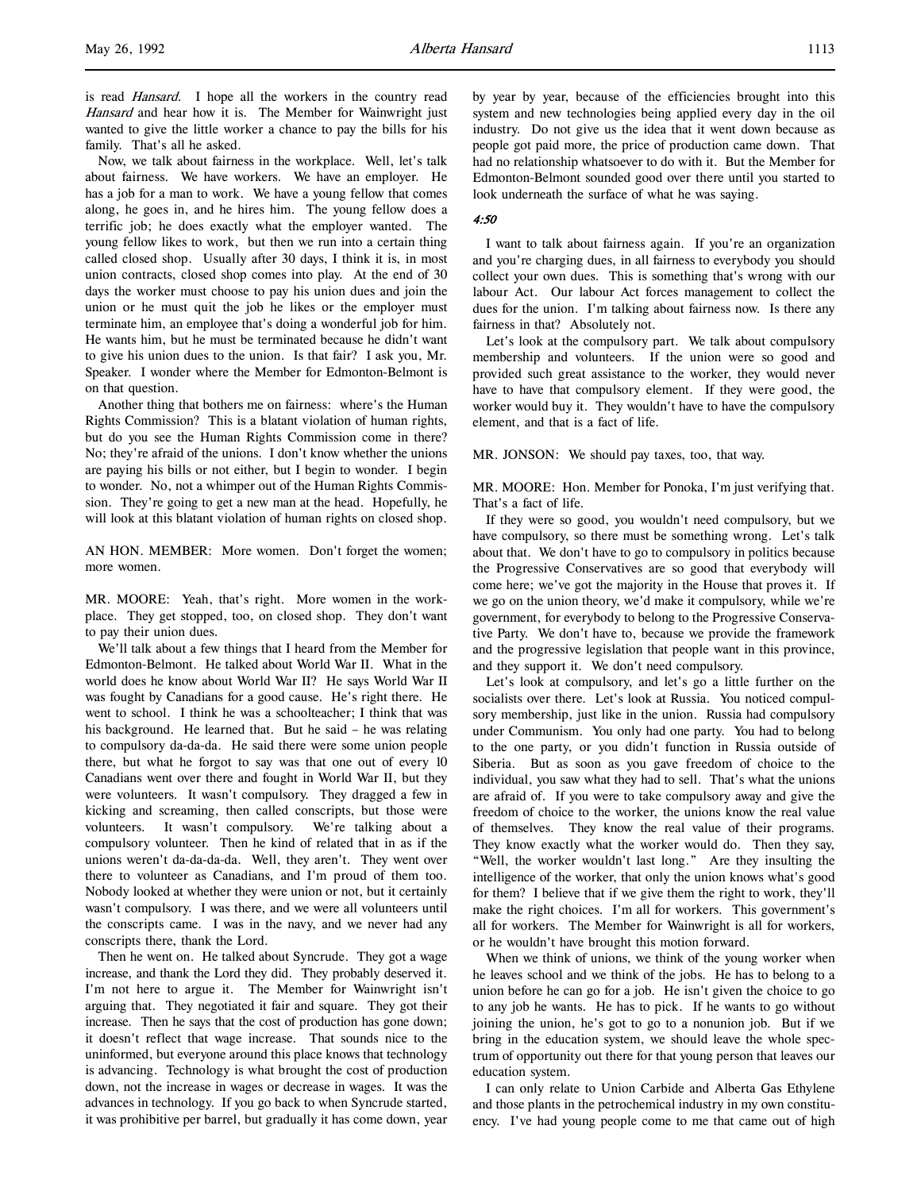is read *Hansard*. I hope all the workers in the country read *Hansard* and hear how it is. The Member for Wainwright just wanted to give the little worker a chance to pay the bills for his family. That's all he asked.

Now, we talk about fairness in the workplace. Well, let's talk about fairness. We have workers. We have an employer. He has a job for a man to work. We have a young fellow that comes along, he goes in, and he hires him. The young fellow does a terrific job; he does exactly what the employer wanted. The young fellow likes to work, but then we run into a certain thing called closed shop. Usually after 30 days, I think it is, in most union contracts, closed shop comes into play. At the end of 30 days the worker must choose to pay his union dues and join the union or he must quit the job he likes or the employer must terminate him, an employee that's doing a wonderful job for him. He wants him, but he must be terminated because he didn't want to give his union dues to the union. Is that fair? I ask you, Mr. Speaker. I wonder where the Member for Edmonton-Belmont is on that question.

Another thing that bothers me on fairness: where's the Human Rights Commission? This is a blatant violation of human rights, but do you see the Human Rights Commission come in there? No; they're afraid of the unions. I don't know whether the unions are paying his bills or not either, but I begin to wonder. I begin to wonder. No, not a whimper out of the Human Rights Commission. They're going to get a new man at the head. Hopefully, he will look at this blatant violation of human rights on closed shop.

AN HON. MEMBER: More women. Don't forget the women; more women.

MR. MOORE: Yeah, that's right. More women in the workplace. They get stopped, too, on closed shop. They don't want to pay their union dues.

We'll talk about a few things that I heard from the Member for Edmonton-Belmont. He talked about World War II. What in the world does he know about World War II? He says World War II was fought by Canadians for a good cause. He's right there. He went to school. I think he was a schoolteacher; I think that was his background. He learned that. But he said – he was relating to compulsory da-da-da. He said there were some union people there, but what he forgot to say was that one out of every 10 Canadians went over there and fought in World War II, but they were volunteers. It wasn't compulsory. They dragged a few in kicking and screaming, then called conscripts, but those were volunteers. It wasn't compulsory. We're talking about a compulsory volunteer. Then he kind of related that in as if the unions weren't da-da-da-da. Well, they aren't. They went over there to volunteer as Canadians, and I'm proud of them too. Nobody looked at whether they were union or not, but it certainly wasn't compulsory. I was there, and we were all volunteers until the conscripts came. I was in the navy, and we never had any conscripts there, thank the Lord.

Then he went on. He talked about Syncrude. They got a wage increase, and thank the Lord they did. They probably deserved it. I'm not here to argue it. The Member for Wainwright isn't arguing that. They negotiated it fair and square. They got their increase. Then he says that the cost of production has gone down; it doesn't reflect that wage increase. That sounds nice to the uninformed, but everyone around this place knows that technology is advancing. Technology is what brought the cost of production down, not the increase in wages or decrease in wages. It was the advances in technology. If you go back to when Syncrude started, it was prohibitive per barrel, but gradually it has come down, year by year by year, because of the efficiencies brought into this system and new technologies being applied every day in the oil industry. Do not give us the idea that it went down because as people got paid more, the price of production came down. That had no relationship whatsoever to do with it. But the Member for Edmonton-Belmont sounded good over there until you started to look underneath the surface of what he was saying.

*4:50*

I want to talk about fairness again. If you're an organization and you're charging dues, in all fairness to everybody you should collect your own dues. This is something that's wrong with our labour Act. Our labour Act forces management to collect the dues for the union. I'm talking about fairness now. Is there any fairness in that? Absolutely not.

Let's look at the compulsory part. We talk about compulsory membership and volunteers. If the union were so good and provided such great assistance to the worker, they would never have to have that compulsory element. If they were good, the worker would buy it. They wouldn't have to have the compulsory element, and that is a fact of life.

MR. JONSON: We should pay taxes, too, that way.

MR. MOORE: Hon. Member for Ponoka, I'm just verifying that. That's a fact of life.

If they were so good, you wouldn't need compulsory, but we have compulsory, so there must be something wrong. Let's talk about that. We don't have to go to compulsory in politics because the Progressive Conservatives are so good that everybody will come here; we've got the majority in the House that proves it. If we go on the union theory, we'd make it compulsory, while we're government, for everybody to belong to the Progressive Conservative Party. We don't have to, because we provide the framework and the progressive legislation that people want in this province, and they support it. We don't need compulsory.

Let's look at compulsory, and let's go a little further on the socialists over there. Let's look at Russia. You noticed compulsory membership, just like in the union. Russia had compulsory under Communism. You only had one party. You had to belong to the one party, or you didn't function in Russia outside of Siberia. But as soon as you gave freedom of choice to the individual, you saw what they had to sell. That's what the unions are afraid of. If you were to take compulsory away and give the freedom of choice to the worker, the unions know the real value of themselves. They know the real value of their programs. They know exactly what the worker would do. Then they say, "Well, the worker wouldn't last long." Are they insulting the intelligence of the worker, that only the union knows what's good for them? I believe that if we give them the right to work, they'll make the right choices. I'm all for workers. This government's all for workers. The Member for Wainwright is all for workers, or he wouldn't have brought this motion forward.

When we think of unions, we think of the young worker when he leaves school and we think of the jobs. He has to belong to a union before he can go for a job. He isn't given the choice to go to any job he wants. He has to pick. If he wants to go without joining the union, he's got to go to a nonunion job. But if we bring in the education system, we should leave the whole spectrum of opportunity out there for that young person that leaves our education system.

I can only relate to Union Carbide and Alberta Gas Ethylene and those plants in the petrochemical industry in my own constituency. I've had young people come to me that came out of high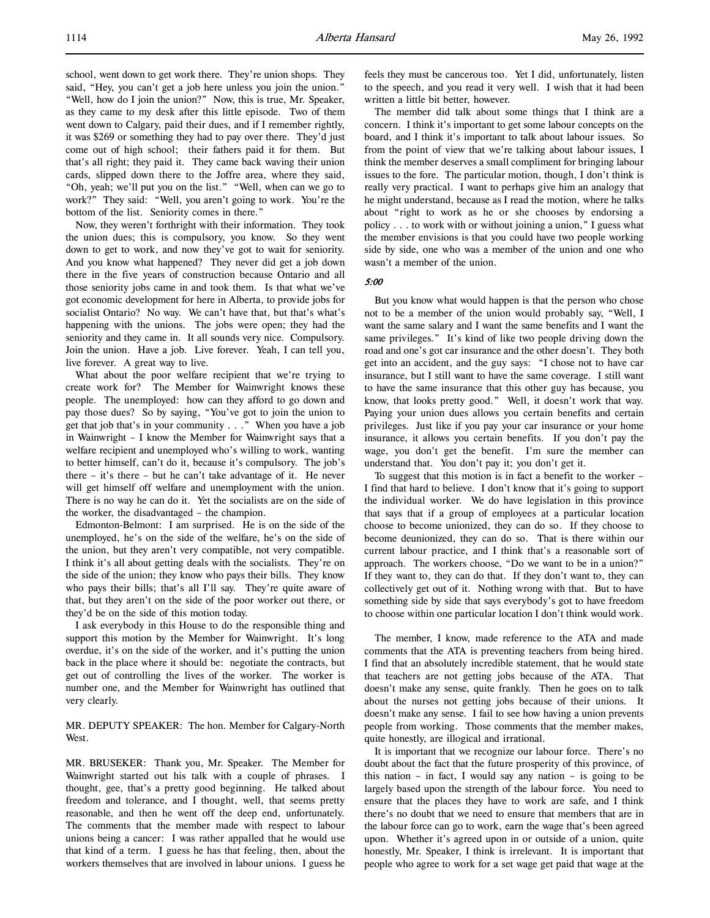school, went down to get work there. They're union shops. They said, "Hey, you can't get a job here unless you join the union." "Well, how do I join the union?" Now, this is true, Mr. Speaker, as they came to my desk after this little episode. Two of them went down to Calgary, paid their dues, and if I remember rightly, it was $269 or something they had to pay over there. They'd just come out of high school; their fathers paid it for them. But that's all right; they paid it. They came back waving their union cards, slipped down there to the Joffre area, where they said, "Oh, yeah; we'll put you on the list." "Well, when can we go to work?" They said: "Well, you aren't going to work. You're the bottom of the list. Seniority comes in there."

Now, they weren't forthright with their information. They took the union dues; this is compulsory, you know. So they went down to get to work, and now they've got to wait for seniority. And you know what happened? They never did get a job down there in the five years of construction because Ontario and all those seniority jobs came in and took them. Is that what we've got economic development for here in Alberta, to provide jobs for socialist Ontario? No way. We can't have that, but that's what's happening with the unions. The jobs were open; they had the seniority and they came in. It all sounds very nice. Compulsory. Join the union. Have a job. Live forever. Yeah, I can tell you, live forever. A great way to live.

What about the poor welfare recipient that we're trying to create work for? The Member for Wainwright knows these people. The unemployed: how can they afford to go down and pay those dues? So by saying, "You've got to join the union to get that job that's in your community . . ." When you have a job in Wainwright – I know the Member for Wainwright says that a welfare recipient and unemployed who's willing to work, wanting to better himself, can't do it, because it's compulsory. The job's there – it's there – but he can't take advantage of it. He never will get himself off welfare and unemployment with the union. There is no way he can do it. Yet the socialists are on the side of the worker, the disadvantaged – the champion.

Edmonton-Belmont: I am surprised. He is on the side of the unemployed, he's on the side of the welfare, he's on the side of the union, but they aren't very compatible, not very compatible. I think it's all about getting deals with the socialists. They're on the side of the union; they know who pays their bills. They know who pays their bills; that's all I'll say. They're quite aware of that, but they aren't on the side of the poor worker out there, or they'd be on the side of this motion today.

I ask everybody in this House to do the responsible thing and support this motion by the Member for Wainwright. It's long overdue, it's on the side of the worker, and it's putting the union back in the place where it should be: negotiate the contracts, but get out of controlling the lives of the worker. The worker is number one, and the Member for Wainwright has outlined that very clearly.

MR. DEPUTY SPEAKER: The hon. Member for Calgary-North West.

MR. BRUSEKER: Thank you, Mr. Speaker. The Member for Wainwright started out his talk with a couple of phrases. I thought, gee, that's a pretty good beginning. He talked about freedom and tolerance, and I thought, well, that seems pretty reasonable, and then he went off the deep end, unfortunately. The comments that the member made with respect to labour unions being a cancer: I was rather appalled that he would use that kind of a term. I guess he has that feeling, then, about the workers themselves that are involved in labour unions. I guess he feels they must be cancerous too. Yet I did, unfortunately, listen to the speech, and you read it very well. I wish that it had been written a little bit better, however.

The member did talk about some things that I think are a concern. I think it's important to get some labour concepts on the board, and I think it's important to talk about labour issues. So from the point of view that we're talking about labour issues, I think the member deserves a small compliment for bringing labour issues to the fore. The particular motion, though, I don't think is really very practical. I want to perhaps give him an analogy that he might understand, because as I read the motion, where he talks about "right to work as he or she chooses by endorsing a policy . . . to work with or without joining a union," I guess what the member envisions is that you could have two people working side by side, one who was a member of the union and one who wasn't a member of the union.

*5:00*

But you know what would happen is that the person who chose not to be a member of the union would probably say, "Well, I want the same salary and I want the same benefits and I want the same privileges." It's kind of like two people driving down the road and one's got car insurance and the other doesn't. They both get into an accident, and the guy says: "I chose not to have car insurance, but I still want to have the same coverage. I still want to have the same insurance that this other guy has because, you know, that looks pretty good." Well, it doesn't work that way. Paying your union dues allows you certain benefits and certain privileges. Just like if you pay your car insurance or your home insurance, it allows you certain benefits. If you don't pay the wage, you don't get the benefit. I'm sure the member can understand that. You don't pay it; you don't get it.

To suggest that this motion is in fact a benefit to the worker – I find that hard to believe. I don't know that it's going to support the individual worker. We do have legislation in this province that says that if a group of employees at a particular location choose to become unionized, they can do so. If they choose to become deunionized, they can do so. That is there within our current labour practice, and I think that's a reasonable sort of approach. The workers choose, "Do we want to be in a union?" If they want to, they can do that. If they don't want to, they can collectively get out of it. Nothing wrong with that. But to have something side by side that says everybody's got to have freedom to choose within one particular location I don't think would work.

The member, I know, made reference to the ATA and made comments that the ATA is preventing teachers from being hired. I find that an absolutely incredible statement, that he would state that teachers are not getting jobs because of the ATA. That doesn't make any sense, quite frankly. Then he goes on to talk about the nurses not getting jobs because of their unions. It doesn't make any sense. I fail to see how having a union prevents people from working. Those comments that the member makes, quite honestly, are illogical and irrational.

It is important that we recognize our labour force. There's no doubt about the fact that the future prosperity of this province, of this nation – in fact, I would say any nation – is going to be largely based upon the strength of the labour force. You need to ensure that the places they have to work are safe, and I think there's no doubt that we need to ensure that members that are in the labour force can go to work, earn the wage that's been agreed upon. Whether it's agreed upon in or outside of a union, quite honestly, Mr. Speaker, I think is irrelevant. It is important that people who agree to work for a set wage get paid that wage at the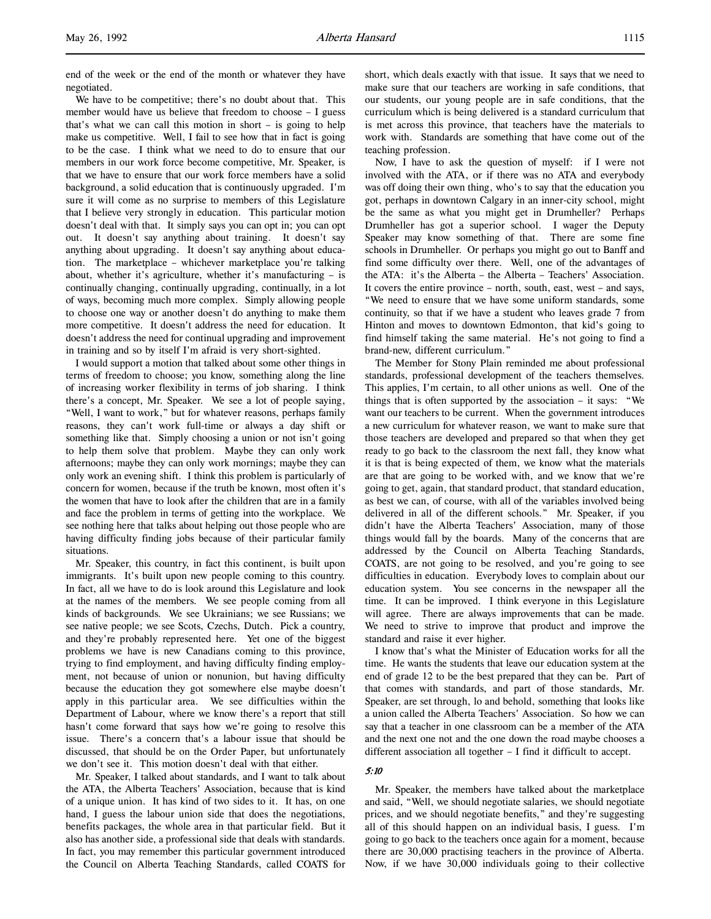end of the week or the end of the month or whatever they have negotiated.

We have to be competitive; there's no doubt about that. This member would have us believe that freedom to choose – I guess that's what we can call this motion in short – is going to help make us competitive. Well, I fail to see how that in fact is going to be the case. I think what we need to do to ensure that our members in our work force become competitive, Mr. Speaker, is that we have to ensure that our work force members have a solid background, a solid education that is continuously upgraded. I'm sure it will come as no surprise to members of this Legislature that I believe very strongly in education. This particular motion doesn't deal with that. It simply says you can opt in; you can opt out. It doesn't say anything about training. It doesn't say anything about upgrading. It doesn't say anything about education. The marketplace – whichever marketplace you're talking about, whether it's agriculture, whether it's manufacturing – is continually changing, continually upgrading, continually, in a lot of ways, becoming much more complex. Simply allowing people to choose one way or another doesn't do anything to make them more competitive. It doesn't address the need for education. It doesn't address the need for continual upgrading and improvement in training and so by itself I'm afraid is very short-sighted.

I would support a motion that talked about some other things in terms of freedom to choose; you know, something along the line of increasing worker flexibility in terms of job sharing. I think there's a concept, Mr. Speaker. We see a lot of people saying, "Well, I want to work," but for whatever reasons, perhaps family reasons, they can't work full-time or always a day shift or something like that. Simply choosing a union or not isn't going to help them solve that problem. Maybe they can only work afternoons; maybe they can only work mornings; maybe they can only work an evening shift. I think this problem is particularly of concern for women, because if the truth be known, most often it's the women that have to look after the children that are in a family and face the problem in terms of getting into the workplace. We see nothing here that talks about helping out those people who are having difficulty finding jobs because of their particular family situations.

Mr. Speaker, this country, in fact this continent, is built upon immigrants. It's built upon new people coming to this country. In fact, all we have to do is look around this Legislature and look at the names of the members. We see people coming from all kinds of backgrounds. We see Ukrainians; we see Russians; we see native people; we see Scots, Czechs, Dutch. Pick a country, and they're probably represented here. Yet one of the biggest problems we have is new Canadians coming to this province, trying to find employment, and having difficulty finding employment, not because of union or nonunion, but having difficulty because the education they got somewhere else maybe doesn't apply in this particular area. We see difficulties within the Department of Labour, where we know there's a report that still hasn't come forward that says how we're going to resolve this issue. There's a concern that's a labour issue that should be discussed, that should be on the Order Paper, but unfortunately we don't see it. This motion doesn't deal with that either.

Mr. Speaker, I talked about standards, and I want to talk about the ATA, the Alberta Teachers' Association, because that is kind of a unique union. It has kind of two sides to it. It has, on one hand, I guess the labour union side that does the negotiations, benefits packages, the whole area in that particular field. But it also has another side, a professional side that deals with standards. In fact, you may remember this particular government introduced the Council on Alberta Teaching Standards, called COATS for short, which deals exactly with that issue. It says that we need to make sure that our teachers are working in safe conditions, that our students, our young people are in safe conditions, that the curriculum which is being delivered is a standard curriculum that is met across this province, that teachers have the materials to work with. Standards are something that have come out of the teaching profession.

Now, I have to ask the question of myself: if I were not involved with the ATA, or if there was no ATA and everybody was off doing their own thing, who's to say that the education you got, perhaps in downtown Calgary in an inner-city school, might be the same as what you might get in Drumheller? Perhaps Drumheller has got a superior school. I wager the Deputy Speaker may know something of that. There are some fine schools in Drumheller. Or perhaps you might go out to Banff and find some difficulty over there. Well, one of the advantages of the ATA: it's the Alberta – the Alberta – Teachers' Association. It covers the entire province – north, south, east, west – and says, "We need to ensure that we have some uniform standards, some continuity, so that if we have a student who leaves grade 7 from Hinton and moves to downtown Edmonton, that kid's going to find himself taking the same material. He's not going to find a brand-new, different curriculum."

The Member for Stony Plain reminded me about professional standards, professional development of the teachers themselves. This applies, I'm certain, to all other unions as well. One of the things that is often supported by the association – it says: "We want our teachers to be current. When the government introduces a new curriculum for whatever reason, we want to make sure that those teachers are developed and prepared so that when they get ready to go back to the classroom the next fall, they know what it is that is being expected of them, we know what the materials are that are going to be worked with, and we know that we're going to get, again, that standard product, that standard education, as best we can, of course, with all of the variables involved being delivered in all of the different schools." Mr. Speaker, if you didn't have the Alberta Teachers' Association, many of those things would fall by the boards. Many of the concerns that are addressed by the Council on Alberta Teaching Standards, COATS, are not going to be resolved, and you're going to see difficulties in education. Everybody loves to complain about our education system. You see concerns in the newspaper all the time. It can be improved. I think everyone in this Legislature will agree. There are always improvements that can be made. We need to strive to improve that product and improve the standard and raise it ever higher.

I know that's what the Minister of Education works for all the time. He wants the students that leave our education system at the end of grade 12 to be the best prepared that they can be. Part of that comes with standards, and part of those standards, Mr. Speaker, are set through, lo and behold, something that looks like a union called the Alberta Teachers' Association. So how we can say that a teacher in one classroom can be a member of the ATA and the next one not and the one down the road maybe chooses a different association all together – I find it difficult to accept.

*5:10*

Mr. Speaker, the members have talked about the marketplace and said, "Well, we should negotiate salaries, we should negotiate prices, and we should negotiate benefits," and they're suggesting all of this should happen on an individual basis, I guess. I'm going to go back to the teachers once again for a moment, because there are 30,000 practising teachers in the province of Alberta. Now, if we have 30,000 individuals going to their collective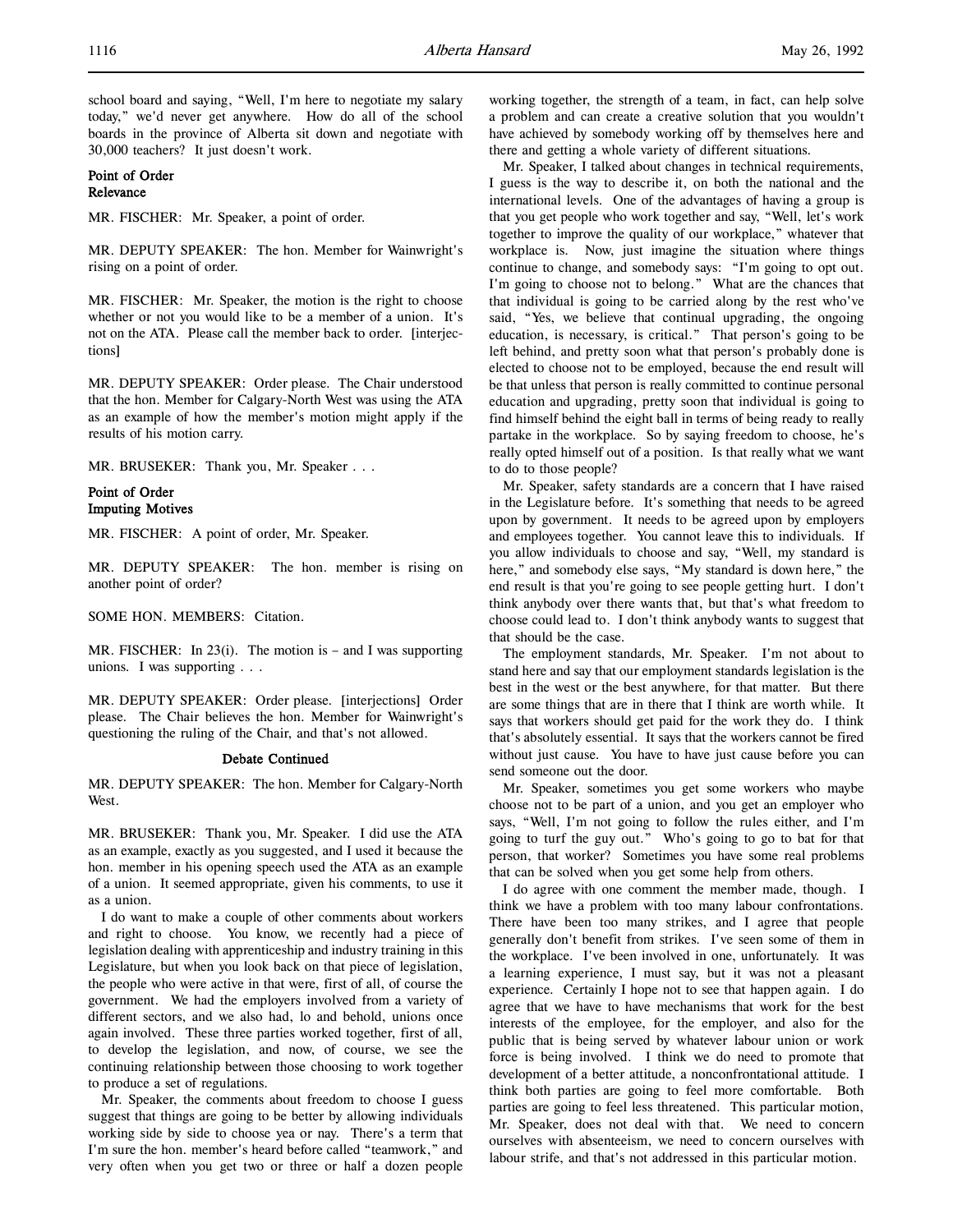school board and saying, "Well, I'm here to negotiate my salary today," we'd never get anywhere. How do all of the school boards in the province of Alberta sit down and negotiate with 30,000 teachers? It just doesn't work.

**Point of Order**
**Relevance**

MR. FISCHER: Mr. Speaker, a point of order.

MR. DEPUTY SPEAKER: The hon. Member for Wainwright's rising on a point of order.

MR. FISCHER: Mr. Speaker, the motion is the right to choose whether or not you would like to be a member of a union. It's not on the ATA. Please call the member back to order. [interjections]

MR. DEPUTY SPEAKER: Order please. The Chair understood that the hon. Member for Calgary-North West was using the ATA as an example of how the member's motion might apply if the results of his motion carry.

MR. BRUSEKER: Thank you, Mr. Speaker . . .

**Point of Order**
**Imputing Motives**

MR. FISCHER: A point of order, Mr. Speaker.

MR. DEPUTY SPEAKER: The hon. member is rising on another point of order?

SOME HON. MEMBERS: Citation.

MR. FISCHER: In 23(i). The motion is – and I was supporting unions. I was supporting . . .

MR. DEPUTY SPEAKER: Order please. [interjections] Order please. The Chair believes the hon. Member for Wainwright's questioning the ruling of the Chair, and that's not allowed.

**Debate Continued**

MR. DEPUTY SPEAKER: The hon. Member for Calgary-North West.

MR. BRUSEKER: Thank you, Mr. Speaker. I did use the ATA as an example, exactly as you suggested, and I used it because the hon. member in his opening speech used the ATA as an example of a union. It seemed appropriate, given his comments, to use it as a union.

I do want to make a couple of other comments about workers and right to choose. You know, we recently had a piece of legislation dealing with apprenticeship and industry training in this Legislature, but when you look back on that piece of legislation, the people who were active in that were, first of all, of course the government. We had the employers involved from a variety of different sectors, and we also had, lo and behold, unions once again involved. These three parties worked together, first of all, to develop the legislation, and now, of course, we see the continuing relationship between those choosing to work together to produce a set of regulations.

Mr. Speaker, the comments about freedom to choose I guess suggest that things are going to be better by allowing individuals working side by side to choose yea or nay. There's a term that I'm sure the hon. member's heard before called "teamwork," and very often when you get two or three or half a dozen people working together, the strength of a team, in fact, can help solve a problem and can create a creative solution that you wouldn't have achieved by somebody working off by themselves here and there and getting a whole variety of different situations.

Mr. Speaker, I talked about changes in technical requirements, I guess is the way to describe it, on both the national and the international levels. One of the advantages of having a group is that you get people who work together and say, "Well, let's work together to improve the quality of our workplace," whatever that workplace is. Now, just imagine the situation where things continue to change, and somebody says: "I'm going to opt out. I'm going to choose not to belong." What are the chances that that individual is going to be carried along by the rest who've said, "Yes, we believe that continual upgrading, the ongoing education, is necessary, is critical." That person's going to be left behind, and pretty soon what that person's probably done is elected to choose not to be employed, because the end result will be that unless that person is really committed to continue personal education and upgrading, pretty soon that individual is going to find himself behind the eight ball in terms of being ready to really partake in the workplace. So by saying freedom to choose, he's really opted himself out of a position. Is that really what we want to do to those people?

Mr. Speaker, safety standards are a concern that I have raised in the Legislature before. It's something that needs to be agreed upon by government. It needs to be agreed upon by employers and employees together. You cannot leave this to individuals. If you allow individuals to choose and say, "Well, my standard is here," and somebody else says, "My standard is down here," the end result is that you're going to see people getting hurt. I don't think anybody over there wants that, but that's what freedom to choose could lead to. I don't think anybody wants to suggest that that should be the case.

The employment standards, Mr. Speaker. I'm not about to stand here and say that our employment standards legislation is the best in the west or the best anywhere, for that matter. But there are some things that are in there that I think are worth while. It says that workers should get paid for the work they do. I think that's absolutely essential. It says that the workers cannot be fired without just cause. You have to have just cause before you can send someone out the door.

Mr. Speaker, sometimes you get some workers who maybe choose not to be part of a union, and you get an employer who says, "Well, I'm not going to follow the rules either, and I'm going to turf the guy out." Who's going to go to bat for that person, that worker? Sometimes you have some real problems that can be solved when you get some help from others.

I do agree with one comment the member made, though. I think we have a problem with too many labour confrontations. There have been too many strikes, and I agree that people generally don't benefit from strikes. I've seen some of them in the workplace. I've been involved in one, unfortunately. It was a learning experience, I must say, but it was not a pleasant experience. Certainly I hope not to see that happen again. I do agree that we have to have mechanisms that work for the best interests of the employee, for the employer, and also for the public that is being served by whatever labour union or work force is being involved. I think we do need to promote that development of a better attitude, a nonconfrontational attitude. I think both parties are going to feel more comfortable. Both parties are going to feel less threatened. This particular motion, Mr. Speaker, does not deal with that. We need to concern ourselves with absenteeism, we need to concern ourselves with labour strife, and that's not addressed in this particular motion.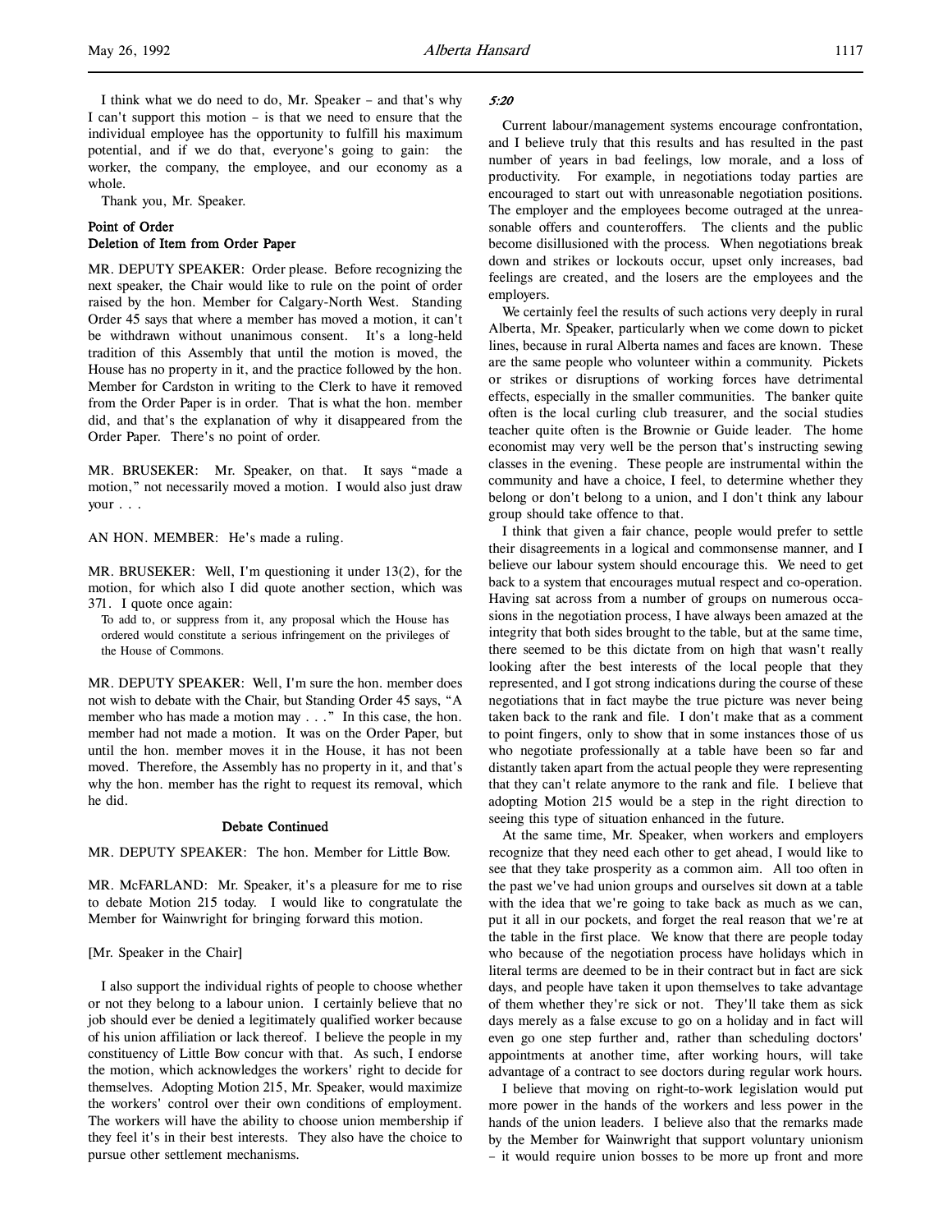I think what we do need to do, Mr. Speaker – and that's why I can't support this motion – is that we need to ensure that the individual employee has the opportunity to fulfill his maximum potential, and if we do that, everyone's going to gain: the worker, the company, the employee, and our economy as a whole.

Thank you, Mr. Speaker.

### Point of Order
### Deletion of Item from Order Paper

MR. DEPUTY SPEAKER: Order please. Before recognizing the next speaker, the Chair would like to rule on the point of order raised by the hon. Member for Calgary-North West. Standing Order 45 says that where a member has moved a motion, it can't be withdrawn without unanimous consent. It's a long-held tradition of this Assembly that until the motion is moved, the House has no property in it, and the practice followed by the hon. Member for Cardston in writing to the Clerk to have it removed from the Order Paper is in order. That is what the hon. member did, and that's the explanation of why it disappeared from the Order Paper. There's no point of order.

MR. BRUSEKER: Mr. Speaker, on that. It says "made a motion," not necessarily moved a motion. I would also just draw your . . .

AN HON. MEMBER: He's made a ruling.

MR. BRUSEKER: Well, I'm questioning it under 13(2), for the motion, for which also I did quote another section, which was 371. I quote once again:

> To add to, or suppress from it, any proposal which the House has ordered would constitute a serious infringement on the privileges of the House of Commons.

MR. DEPUTY SPEAKER: Well, I'm sure the hon. member does not wish to debate with the Chair, but Standing Order 45 says, "A member who has made a motion may . . ." In this case, the hon. member had not made a motion. It was on the Order Paper, but until the hon. member moves it in the House, it has not been moved. Therefore, the Assembly has no property in it, and that's why the hon. member has the right to request its removal, which he did.

### Debate Continued

MR. DEPUTY SPEAKER: The hon. Member for Little Bow.

MR. McFARLAND: Mr. Speaker, it's a pleasure for me to rise to debate Motion 215 today. I would like to congratulate the Member for Wainwright for bringing forward this motion.

[Mr. Speaker in the Chair]

I also support the individual rights of people to choose whether or not they belong to a labour union. I certainly believe that no job should ever be denied a legitimately qualified worker because of his union affiliation or lack thereof. I believe the people in my constituency of Little Bow concur with that. As such, I endorse the motion, which acknowledges the workers' right to decide for themselves. Adopting Motion 215, Mr. Speaker, would maximize the workers' control over their own conditions of employment. The workers will have the ability to choose union membership if they feel it's in their best interests. They also have the choice to pursue other settlement mechanisms.

*5:20*

Current labour/management systems encourage confrontation, and I believe truly that this results and has resulted in the past number of years in bad feelings, low morale, and a loss of productivity. For example, in negotiations today parties are encouraged to start out with unreasonable negotiation positions. The employer and the employees become outraged at the unreasonable offers and counteroffers. The clients and the public become disillusioned with the process. When negotiations break down and strikes or lockouts occur, upset only increases, bad feelings are created, and the losers are the employees and the employers.

We certainly feel the results of such actions very deeply in rural Alberta, Mr. Speaker, particularly when we come down to picket lines, because in rural Alberta names and faces are known. These are the same people who volunteer within a community. Pickets or strikes or disruptions of working forces have detrimental effects, especially in the smaller communities. The banker quite often is the local curling club treasurer, and the social studies teacher quite often is the Brownie or Guide leader. The home economist may very well be the person that's instructing sewing classes in the evening. These people are instrumental within the community and have a choice, I feel, to determine whether they belong or don't belong to a union, and I don't think any labour group should take offence to that.

I think that given a fair chance, people would prefer to settle their disagreements in a logical and commonsense manner, and I believe our labour system should encourage this. We need to get back to a system that encourages mutual respect and co-operation. Having sat across from a number of groups on numerous occasions in the negotiation process, I have always been amazed at the integrity that both sides brought to the table, but at the same time, there seemed to be this dictate from on high that wasn't really looking after the best interests of the local people that they represented, and I got strong indications during the course of these negotiations that in fact maybe the true picture was never being taken back to the rank and file. I don't make that as a comment to point fingers, only to show that in some instances those of us who negotiate professionally at a table have been so far and distantly taken apart from the actual people they were representing that they can't relate anymore to the rank and file. I believe that adopting Motion 215 would be a step in the right direction to seeing this type of situation enhanced in the future.

At the same time, Mr. Speaker, when workers and employers recognize that they need each other to get ahead, I would like to see that they take prosperity as a common aim. All too often in the past we've had union groups and ourselves sit down at a table with the idea that we're going to take back as much as we can, put it all in our pockets, and forget the real reason that we're at the table in the first place. We know that there are people today who because of the negotiation process have holidays which in literal terms are deemed to be in their contract but in fact are sick days, and people have taken it upon themselves to take advantage of them whether they're sick or not. They'll take them as sick days merely as a false excuse to go on a holiday and in fact will even go one step further and, rather than scheduling doctors' appointments at another time, after working hours, will take advantage of a contract to see doctors during regular work hours.

I believe that moving on right-to-work legislation would put more power in the hands of the workers and less power in the hands of the union leaders. I believe also that the remarks made by the Member for Wainwright that support voluntary unionism – it would require union bosses to be more up front and more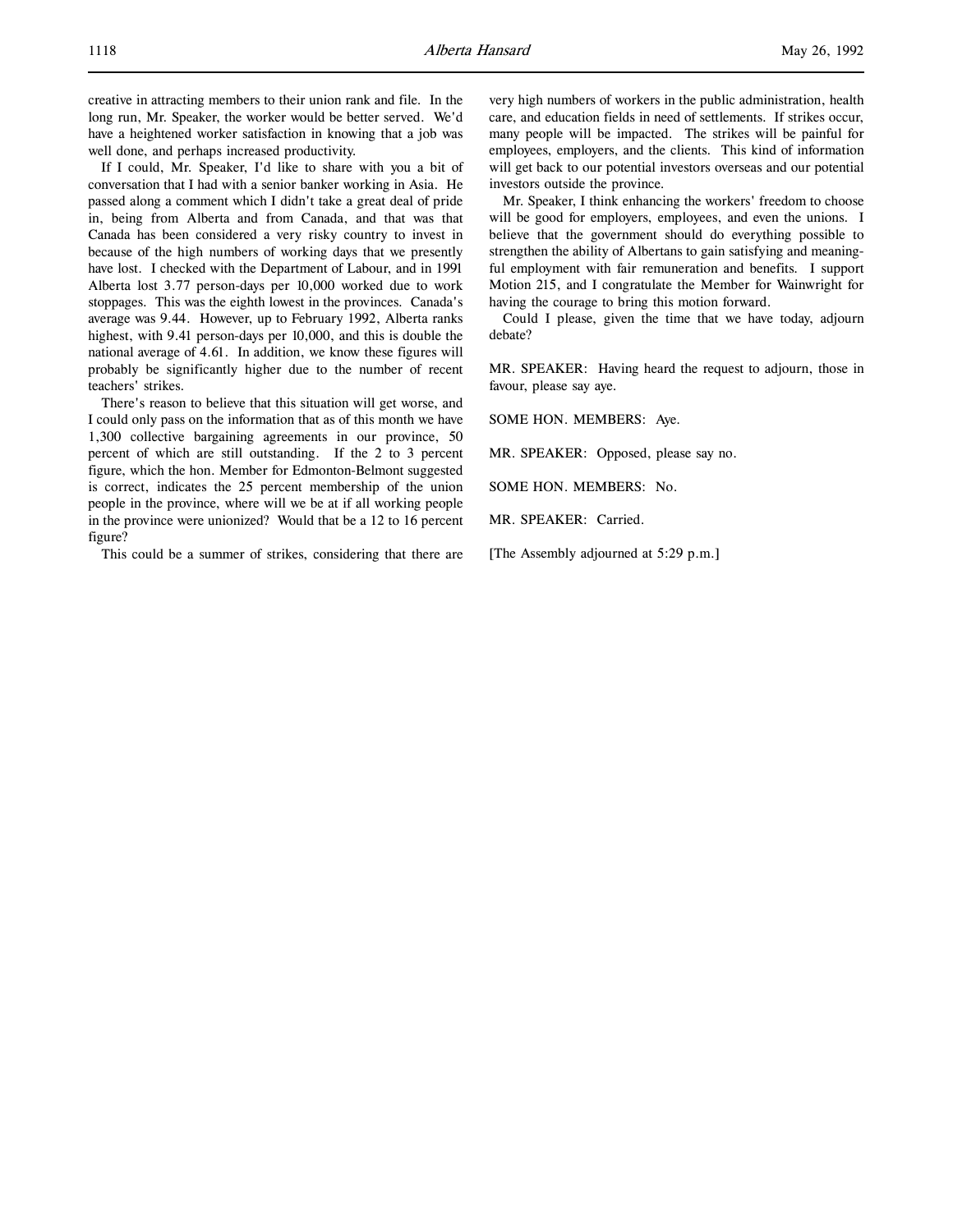creative in attracting members to their union rank and file. In the long run, Mr. Speaker, the worker would be better served. We'd have a heightened worker satisfaction in knowing that a job was well done, and perhaps increased productivity.

If I could, Mr. Speaker, I'd like to share with you a bit of conversation that I had with a senior banker working in Asia. He passed along a comment which I didn't take a great deal of pride in, being from Alberta and from Canada, and that was that Canada has been considered a very risky country to invest in because of the high numbers of working days that we presently have lost. I checked with the Department of Labour, and in 1991 Alberta lost 3.77 person-days per 10,000 worked due to work stoppages. This was the eighth lowest in the provinces. Canada's average was 9.44. However, up to February 1992, Alberta ranks highest, with 9.41 person-days per 10,000, and this is double the national average of 4.61. In addition, we know these figures will probably be significantly higher due to the number of recent teachers' strikes.

There's reason to believe that this situation will get worse, and I could only pass on the information that as of this month we have 1,300 collective bargaining agreements in our province, 50 percent of which are still outstanding. If the 2 to 3 percent figure, which the hon. Member for Edmonton-Belmont suggested is correct, indicates the 25 percent membership of the union people in the province, where will we be at if all working people in the province were unionized? Would that be a 12 to 16 percent figure?

This could be a summer of strikes, considering that there are very high numbers of workers in the public administration, health care, and education fields in need of settlements. If strikes occur, many people will be impacted. The strikes will be painful for employees, employers, and the clients. This kind of information will get back to our potential investors overseas and our potential investors outside the province.

Mr. Speaker, I think enhancing the workers' freedom to choose will be good for employers, employees, and even the unions. I believe that the government should do everything possible to strengthen the ability of Albertans to gain satisfying and meaningful employment with fair remuneration and benefits. I support Motion 215, and I congratulate the Member for Wainwright for having the courage to bring this motion forward.

Could I please, given the time that we have today, adjourn debate?

MR. SPEAKER: Having heard the request to adjourn, those in favour, please say aye.

SOME HON. MEMBERS: Aye.

MR. SPEAKER: Opposed, please say no.

SOME HON. MEMBERS: No.

MR. SPEAKER: Carried.

[The Assembly adjourned at 5:29 p.m.]